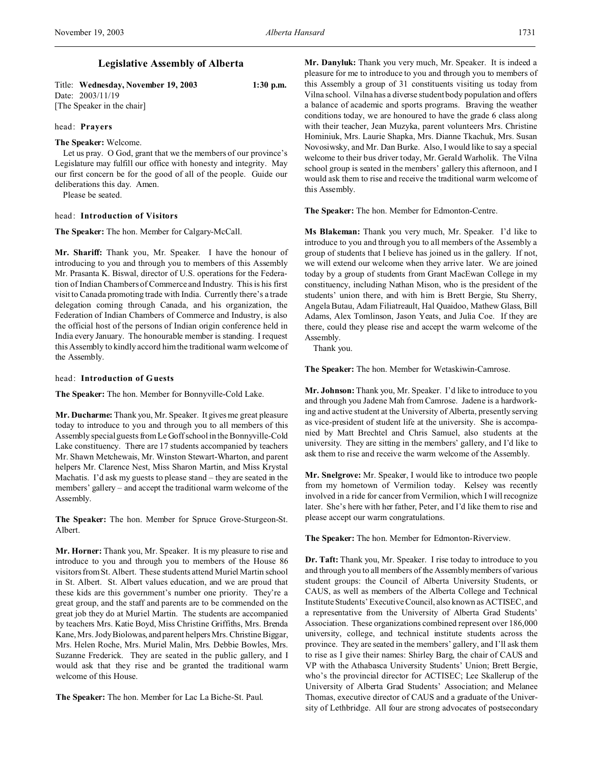# Legislative Assembly of Alberta

Title: **Wednesday, November 19, 2003** 1:30 p.m.
Date: 2003/11/19
[The Speaker in the chair]

head: **Prayers**

**The Speaker:** Welcome.

Let us pray. O God, grant that we the members of our province's Legislature may fulfill our office with honesty and integrity. May our first concern be for the good of all of the people. Guide our deliberations this day. Amen.

Please be seated.

head: **Introduction of Visitors**

**The Speaker:** The hon. Member for Calgary-McCall.

**Mr. Shariff:** Thank you, Mr. Speaker. I have the honour of introducing to you and through you to members of this Assembly Mr. Prasanta K. Biswal, director of U.S. operations for the Federation of Indian Chambers of Commerce and Industry. This is his first visit to Canada promoting trade with India. Currently there's a trade delegation coming through Canada, and his organization, the Federation of Indian Chambers of Commerce and Industry, is also the official host of the persons of Indian origin conference held in India every January. The honourable member is standing. I request this Assembly to kindly accord him the traditional warm welcome of the Assembly.

head: **Introduction of Guests**

**The Speaker:** The hon. Member for Bonnyville-Cold Lake.

**Mr. Ducharme:** Thank you, Mr. Speaker. It gives me great pleasure today to introduce to you and through you to all members of this Assembly special guests from Le Goff school in the Bonnyville-Cold Lake constituency. There are 17 students accompanied by teachers Mr. Shawn Metchewais, Mr. Winston Stewart-Wharton, and parent helpers Mr. Clarence Nest, Miss Sharon Martin, and Miss Krystal Machatis. I'd ask my guests to please stand – they are seated in the members' gallery – and accept the traditional warm welcome of the Assembly.

**The Speaker:** The hon. Member for Spruce Grove-Sturgeon-St. Albert.

**Mr. Horner:** Thank you, Mr. Speaker. It is my pleasure to rise and introduce to you and through you to members of the House 86 visitors from St. Albert. These students attend Muriel Martin school in St. Albert. St. Albert values education, and we are proud that these kids are this government's number one priority. They're a great group, and the staff and parents are to be commended on the great job they do at Muriel Martin. The students are accompanied by teachers Mrs. Katie Boyd, Miss Christine Griffiths, Mrs. Brenda Kane, Mrs. Jody Biolowas, and parent helpers Mrs. Christine Biggar, Mrs. Helen Roche, Mrs. Muriel Malin, Mrs. Debbie Bowles, Mrs. Suzanne Frederick. They are seated in the public gallery, and I would ask that they rise and be granted the traditional warm welcome of this House.

**The Speaker:** The hon. Member for Lac La Biche-St. Paul.

**Mr. Danyluk:** Thank you very much, Mr. Speaker. It is indeed a pleasure for me to introduce to you and through you to members of this Assembly a group of 31 constituents visiting us today from Vilna school. Vilna has a diverse student body population and offers a balance of academic and sports programs. Braving the weather conditions today, we are honoured to have the grade 6 class along with their teacher, Jean Muzyka, parent volunteers Mrs. Christine Hominiuk, Mrs. Laurie Shapka, Mrs. Dianne Tkachuk, Mrs. Susan Novosiwsky, and Mr. Dan Burke. Also, I would like to say a special welcome to their bus driver today, Mr. Gerald Warholik. The Vilna school group is seated in the members' gallery this afternoon, and I would ask them to rise and receive the traditional warm welcome of this Assembly.

**The Speaker:** The hon. Member for Edmonton-Centre.

**Ms Blakeman:** Thank you very much, Mr. Speaker. I'd like to introduce to you and through you to all members of the Assembly a group of students that I believe has joined us in the gallery. If not, we will extend our welcome when they arrive later. We are joined today by a group of students from Grant MacEwan College in my constituency, including Nathan Mison, who is the president of the students' union there, and with him is Brett Bergie, Stu Sherry, Angela Butau, Adam Filiatreault, Hal Quaidoo, Mathew Glass, Bill Adams, Alex Tomlinson, Jason Yeats, and Julia Coe. If they are there, could they please rise and accept the warm welcome of the Assembly.

Thank you.

**The Speaker:** The hon. Member for Wetaskiwin-Camrose.

**Mr. Johnson:** Thank you, Mr. Speaker. I'd like to introduce to you and through you Jadene Mah from Camrose. Jadene is a hardworking and active student at the University of Alberta, presently serving as vice-president of student life at the university. She is accompanied by Matt Brechtel and Chris Samuel, also students at the university. They are sitting in the members' gallery, and I'd like to ask them to rise and receive the warm welcome of the Assembly.

**Mr. Snelgrove:** Mr. Speaker, I would like to introduce two people from my hometown of Vermilion today. Kelsey was recently involved in a ride for cancer from Vermilion, which I will recognize later. She's here with her father, Peter, and I'd like them to rise and please accept our warm congratulations.

**The Speaker:** The hon. Member for Edmonton-Riverview.

**Dr. Taft:** Thank you, Mr. Speaker. I rise today to introduce to you and through you to all members of the Assembly members of various student groups: the Council of Alberta University Students, or CAUS, as well as members of the Alberta College and Technical Institute Students' Executive Council, also known as ACTISEC, and a representative from the University of Alberta Grad Students' Association. These organizations combined represent over 186,000 university, college, and technical institute students across the province. They are seated in the members' gallery, and I'll ask them to rise as I give their names: Shirley Barg, the chair of CAUS and VP with the Athabasca University Students' Union; Brett Bergie, who's the provincial director for ACTISEC; Lee Skallerup of the University of Alberta Grad Students' Association; and Melanee Thomas, executive director of CAUS and a graduate of the University of Lethbridge. All four are strong advocates of postsecondary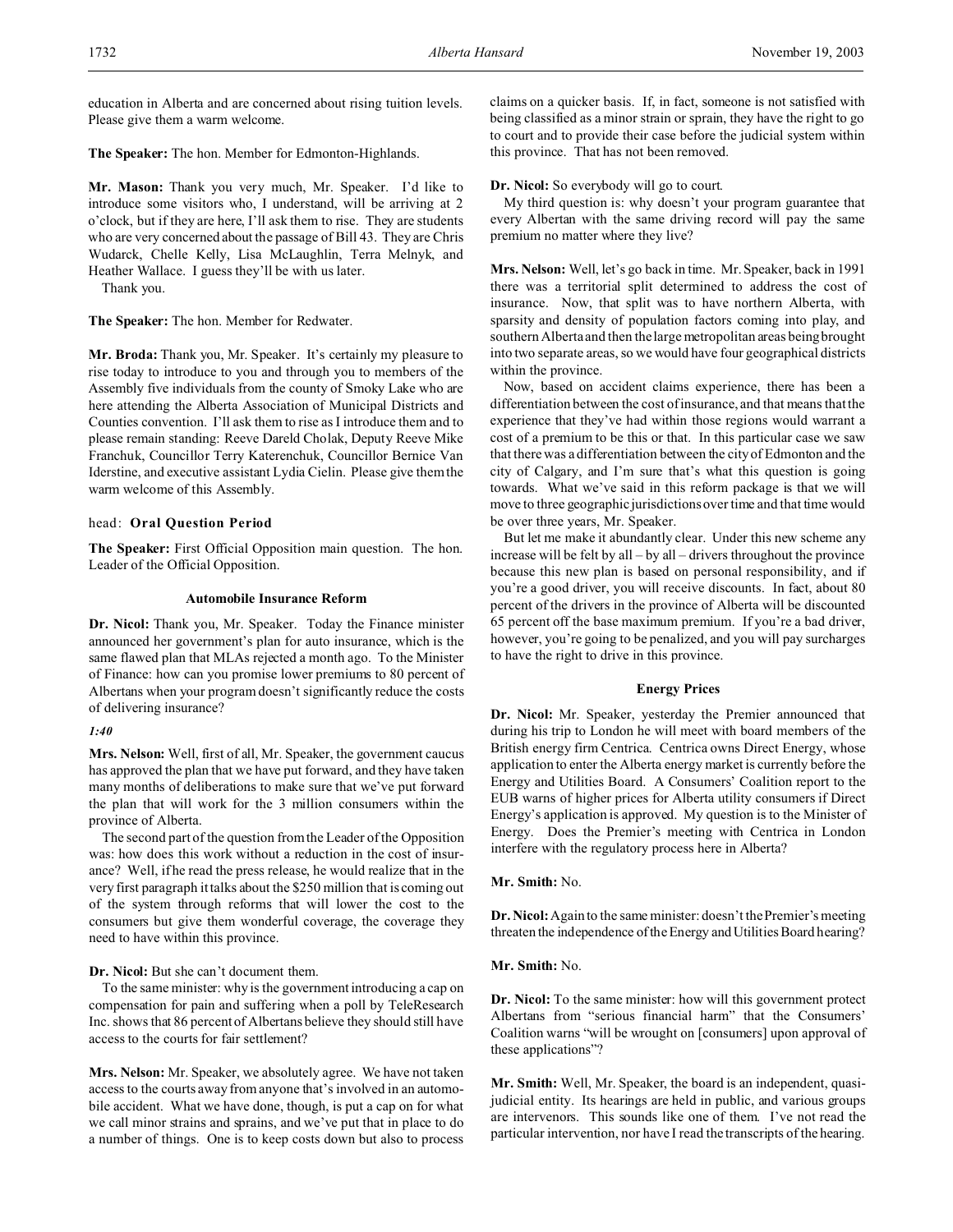education in Alberta and are concerned about rising tuition levels. Please give them a warm welcome.

**The Speaker:** The hon. Member for Edmonton-Highlands.

**Mr. Mason:** Thank you very much, Mr. Speaker. I'd like to introduce some visitors who, I understand, will be arriving at 2 o'clock, but if they are here, I'll ask them to rise. They are students who are very concerned about the passage of Bill 43. They are Chris Wudarck, Chelle Kelly, Lisa McLaughlin, Terra Melnyk, and Heather Wallace. I guess they'll be with us later.

Thank you.

**The Speaker:** The hon. Member for Redwater.

**Mr. Broda:** Thank you, Mr. Speaker. It's certainly my pleasure to rise today to introduce to you and through you to members of the Assembly five individuals from the county of Smoky Lake who are here attending the Alberta Association of Municipal Districts and Counties convention. I'll ask them to rise as I introduce them and to please remain standing: Reeve Dareld Cholak, Deputy Reeve Mike Franchuk, Councillor Terry Katerenchuk, Councillor Bernice Van Iderstine, and executive assistant Lydia Cielin. Please give them the warm welcome of this Assembly.

head: **Oral Question Period**

**The Speaker:** First Official Opposition main question. The hon. Leader of the Official Opposition.

### Automobile Insurance Reform

**Dr. Nicol:** Thank you, Mr. Speaker. Today the Finance minister announced her government's plan for auto insurance, which is the same flawed plan that MLAs rejected a month ago. To the Minister of Finance: how can you promise lower premiums to 80 percent of Albertans when your program doesn't significantly reduce the costs of delivering insurance?

*1:40*

**Mrs. Nelson:** Well, first of all, Mr. Speaker, the government caucus has approved the plan that we have put forward, and they have taken many months of deliberations to make sure that we've put forward the plan that will work for the 3 million consumers within the province of Alberta.

The second part of the question from the Leader of the Opposition was: how does this work without a reduction in the cost of insurance? Well, if he read the press release, he would realize that in the very first paragraph it talks about the $250 million that is coming out of the system through reforms that will lower the cost to the consumers but give them wonderful coverage, the coverage they need to have within this province.

**Dr. Nicol:** But she can't document them.

To the same minister: why is the government introducing a cap on compensation for pain and suffering when a poll by TeleResearch Inc. shows that 86 percent of Albertans believe they should still have access to the courts for fair settlement?

**Mrs. Nelson:** Mr. Speaker, we absolutely agree. We have not taken access to the courts away from anyone that's involved in an automobile accident. What we have done, though, is put a cap on for what we call minor strains and sprains, and we've put that in place to do a number of things. One is to keep costs down but also to process claims on a quicker basis. If, in fact, someone is not satisfied with being classified as a minor strain or sprain, they have the right to go to court and to provide their case before the judicial system within this province. That has not been removed.

**Dr. Nicol:** So everybody will go to court.

My third question is: why doesn't your program guarantee that every Albertan with the same driving record will pay the same premium no matter where they live?

**Mrs. Nelson:** Well, let's go back in time. Mr. Speaker, back in 1991 there was a territorial split determined to address the cost of insurance. Now, that split was to have northern Alberta, with sparsity and density of population factors coming into play, and southern Alberta and then the large metropolitan areas being brought into two separate areas, so we would have four geographical districts within the province.

Now, based on accident claims experience, there has been a differentiation between the cost of insurance, and that means that the experience that they've had within those regions would warrant a cost of a premium to be this or that. In this particular case we saw that there was a differentiation between the city of Edmonton and the city of Calgary, and I'm sure that's what this question is going towards. What we've said in this reform package is that we will move to three geographic jurisdictions over time and that time would be over three years, Mr. Speaker.

But let me make it abundantly clear. Under this new scheme any increase will be felt by all – by all – drivers throughout the province because this new plan is based on personal responsibility, and if you're a good driver, you will receive discounts. In fact, about 80 percent of the drivers in the province of Alberta will be discounted 65 percent off the base maximum premium. If you're a bad driver, however, you're going to be penalized, and you will pay surcharges to have the right to drive in this province.

### Energy Prices

**Dr. Nicol:** Mr. Speaker, yesterday the Premier announced that during his trip to London he will meet with board members of the British energy firm Centrica. Centrica owns Direct Energy, whose application to enter the Alberta energy market is currently before the Energy and Utilities Board. A Consumers' Coalition report to the EUB warns of higher prices for Alberta utility consumers if Direct Energy's application is approved. My question is to the Minister of Energy. Does the Premier's meeting with Centrica in London interfere with the regulatory process here in Alberta?

**Mr. Smith:** No.

**Dr. Nicol:** Again to the same minister: doesn't the Premier's meeting threaten the independence of the Energy and Utilities Board hearing?

**Mr. Smith:** No.

**Dr. Nicol:** To the same minister: how will this government protect Albertans from "serious financial harm" that the Consumers' Coalition warns "will be wrought on [consumers] upon approval of these applications"?

**Mr. Smith:** Well, Mr. Speaker, the board is an independent, quasi-judicial entity. Its hearings are held in public, and various groups are intervenors. This sounds like one of them. I've not read the particular intervention, nor have I read the transcripts of the hearing.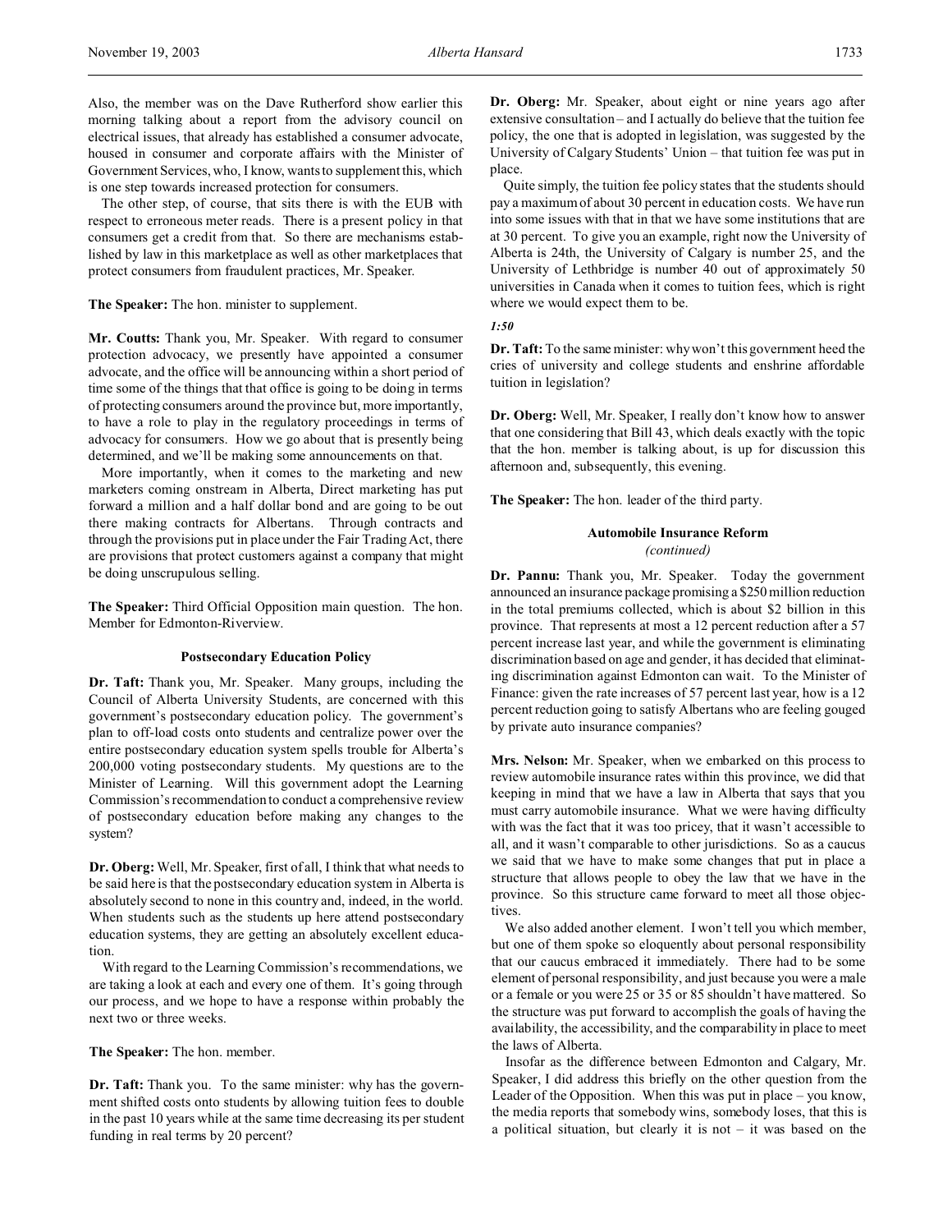Also, the member was on the Dave Rutherford show earlier this morning talking about a report from the advisory council on electrical issues, that already has established a consumer advocate, housed in consumer and corporate affairs with the Minister of Government Services, who, I know, wants to supplement this, which is one step towards increased protection for consumers.

The other step, of course, that sits there is with the EUB with respect to erroneous meter reads. There is a present policy in that consumers get a credit from that. So there are mechanisms established by law in this marketplace as well as other marketplaces that protect consumers from fraudulent practices, Mr. Speaker.

**The Speaker:** The hon. minister to supplement.

**Mr. Coutts:** Thank you, Mr. Speaker. With regard to consumer protection advocacy, we presently have appointed a consumer advocate, and the office will be announcing within a short period of time some of the things that that office is going to be doing in terms of protecting consumers around the province but, more importantly, to have a role to play in the regulatory proceedings in terms of advocacy for consumers. How we go about that is presently being determined, and we'll be making some announcements on that.

More importantly, when it comes to the marketing and new marketers coming onstream in Alberta, Direct marketing has put forward a million and a half dollar bond and are going to be out there making contracts for Albertans. Through contracts and through the provisions put in place under the Fair Trading Act, there are provisions that protect customers against a company that might be doing unscrupulous selling.

**The Speaker:** Third Official Opposition main question. The hon. Member for Edmonton-Riverview.

### Postsecondary Education Policy

**Dr. Taft:** Thank you, Mr. Speaker. Many groups, including the Council of Alberta University Students, are concerned with this government's postsecondary education policy. The government's plan to off-load costs onto students and centralize power over the entire postsecondary education system spells trouble for Alberta's 200,000 voting postsecondary students. My questions are to the Minister of Learning. Will this government adopt the Learning Commission's recommendation to conduct a comprehensive review of postsecondary education before making any changes to the system?

**Dr. Oberg:** Well, Mr. Speaker, first of all, I think that what needs to be said here is that the postsecondary education system in Alberta is absolutely second to none in this country and, indeed, in the world. When students such as the students up here attend postsecondary education systems, they are getting an absolutely excellent education.

With regard to the Learning Commission's recommendations, we are taking a look at each and every one of them. It's going through our process, and we hope to have a response within probably the next two or three weeks.

**The Speaker:** The hon. member.

**Dr. Taft:** Thank you. To the same minister: why has the government shifted costs onto students by allowing tuition fees to double in the past 10 years while at the same time decreasing its per student funding in real terms by 20 percent?

**Dr. Oberg:** Mr. Speaker, about eight or nine years ago after extensive consultation – and I actually do believe that the tuition fee policy, the one that is adopted in legislation, was suggested by the University of Calgary Students' Union – that tuition fee was put in place.

Quite simply, the tuition fee policy states that the students should pay a maximum of about 30 percent in education costs. We have run into some issues with that in that we have some institutions that are at 30 percent. To give you an example, right now the University of Alberta is 24th, the University of Calgary is number 25, and the University of Lethbridge is number 40 out of approximately 50 universities in Canada when it comes to tuition fees, which is right where we would expect them to be.

*1:50*

**Dr. Taft:** To the same minister: why won't this government heed the cries of university and college students and enshrine affordable tuition in legislation?

**Dr. Oberg:** Well, Mr. Speaker, I really don't know how to answer that one considering that Bill 43, which deals exactly with the topic that the hon. member is talking about, is up for discussion this afternoon and, subsequently, this evening.

**The Speaker:** The hon. leader of the third party.

### Automobile Insurance Reform
*(continued)*

**Dr. Pannu:** Thank you, Mr. Speaker. Today the government announced an insurance package promising a $250 million reduction in the total premiums collected, which is about $2 billion in this province. That represents at most a 12 percent reduction after a 57 percent increase last year, and while the government is eliminating discrimination based on age and gender, it has decided that eliminating discrimination against Edmonton can wait. To the Minister of Finance: given the rate increases of 57 percent last year, how is a 12 percent reduction going to satisfy Albertans who are feeling gouged by private auto insurance companies?

**Mrs. Nelson:** Mr. Speaker, when we embarked on this process to review automobile insurance rates within this province, we did that keeping in mind that we have a law in Alberta that says that you must carry automobile insurance. What we were having difficulty with was the fact that it was too pricey, that it wasn't accessible to all, and it wasn't comparable to other jurisdictions. So as a caucus we said that we have to make some changes that put in place a structure that allows people to obey the law that we have in the province. So this structure came forward to meet all those objectives.

We also added another element. I won't tell you which member, but one of them spoke so eloquently about personal responsibility that our caucus embraced it immediately. There had to be some element of personal responsibility, and just because you were a male or a female or you were 25 or 35 or 85 shouldn't have mattered. So the structure was put forward to accomplish the goals of having the availability, the accessibility, and the comparability in place to meet the laws of Alberta.

Insofar as the difference between Edmonton and Calgary, Mr. Speaker, I did address this briefly on the other question from the Leader of the Opposition. When this was put in place – you know, the media reports that somebody wins, somebody loses, that this is a political situation, but clearly it is not – it was based on the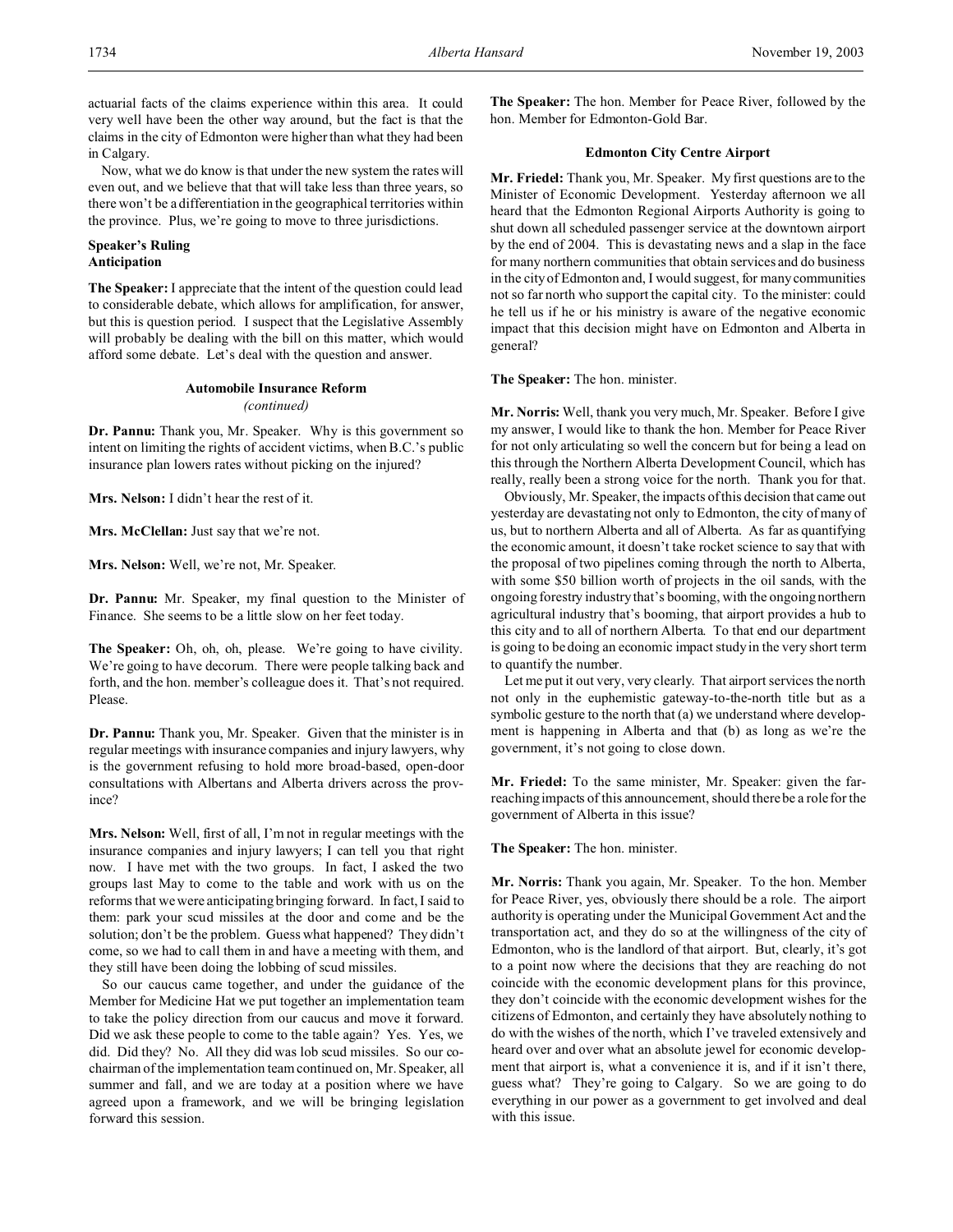actuarial facts of the claims experience within this area. It could very well have been the other way around, but the fact is that the claims in the city of Edmonton were higher than what they had been in Calgary.

Now, what we do know is that under the new system the rates will even out, and we believe that that will take less than three years, so there won't be a differentiation in the geographical territories within the province. Plus, we're going to move to three jurisdictions.

**Speaker's Ruling**
**Anticipation**

**The Speaker:** I appreciate that the intent of the question could lead to considerable debate, which allows for amplification, for answer, but this is question period. I suspect that the Legislative Assembly will probably be dealing with the bill on this matter, which would afford some debate. Let's deal with the question and answer.

### Automobile Insurance Reform
*(continued)*

**Dr. Pannu:** Thank you, Mr. Speaker. Why is this government so intent on limiting the rights of accident victims, when B.C.'s public insurance plan lowers rates without picking on the injured?

**Mrs. Nelson:** I didn't hear the rest of it.

**Mrs. McClellan:** Just say that we're not.

**Mrs. Nelson:** Well, we're not, Mr. Speaker.

**Dr. Pannu:** Mr. Speaker, my final question to the Minister of Finance. She seems to be a little slow on her feet today.

**The Speaker:** Oh, oh, oh, please. We're going to have civility. We're going to have decorum. There were people talking back and forth, and the hon. member's colleague does it. That's not required. Please.

**Dr. Pannu:** Thank you, Mr. Speaker. Given that the minister is in regular meetings with insurance companies and injury lawyers, why is the government refusing to hold more broad-based, open-door consultations with Albertans and Alberta drivers across the province?

**Mrs. Nelson:** Well, first of all, I'm not in regular meetings with the insurance companies and injury lawyers; I can tell you that right now. I have met with the two groups. In fact, I asked the two groups last May to come to the table and work with us on the reforms that we were anticipating bringing forward. In fact, I said to them: park your scud missiles at the door and come and be the solution; don't be the problem. Guess what happened? They didn't come, so we had to call them in and have a meeting with them, and they still have been doing the lobbing of scud missiles.

So our caucus came together, and under the guidance of the Member for Medicine Hat we put together an implementation team to take the policy direction from our caucus and move it forward. Did we ask these people to come to the table again? Yes. Yes, we did. Did they? No. All they did was lob scud missiles. So our co-chairman of the implementation team continued on, Mr. Speaker, all summer and fall, and we are today at a position where we have agreed upon a framework, and we will be bringing legislation forward this session.

**The Speaker:** The hon. Member for Peace River, followed by the hon. Member for Edmonton-Gold Bar.

### Edmonton City Centre Airport

**Mr. Friedel:** Thank you, Mr. Speaker. My first questions are to the Minister of Economic Development. Yesterday afternoon we all heard that the Edmonton Regional Airports Authority is going to shut down all scheduled passenger service at the downtown airport by the end of 2004. This is devastating news and a slap in the face for many northern communities that obtain services and do business in the city of Edmonton and, I would suggest, for many communities not so far north who support the capital city. To the minister: could he tell us if he or his ministry is aware of the negative economic impact that this decision might have on Edmonton and Alberta in general?

**The Speaker:** The hon. minister.

**Mr. Norris:** Well, thank you very much, Mr. Speaker. Before I give my answer, I would like to thank the hon. Member for Peace River for not only articulating so well the concern but for being a lead on this through the Northern Alberta Development Council, which has really, really been a strong voice for the north. Thank you for that.

Obviously, Mr. Speaker, the impacts of this decision that came out yesterday are devastating not only to Edmonton, the city of many of us, but to northern Alberta and all of Alberta. As far as quantifying the economic amount, it doesn't take rocket science to say that with the proposal of two pipelines coming through the north to Alberta, with some $50 billion worth of projects in the oil sands, with the ongoing forestry industry that's booming, with the ongoing northern agricultural industry that's booming, that airport provides a hub to this city and to all of northern Alberta. To that end our department is going to be doing an economic impact study in the very short term to quantify the number.

Let me put it out very, very clearly. That airport services the north not only in the euphemistic gateway-to-the-north title but as a symbolic gesture to the north that (a) we understand where development is happening in Alberta and that (b) as long as we're the government, it's not going to close down.

**Mr. Friedel:** To the same minister, Mr. Speaker: given the far-reaching impacts of this announcement, should there be a role for the government of Alberta in this issue?

**The Speaker:** The hon. minister.

**Mr. Norris:** Thank you again, Mr. Speaker. To the hon. Member for Peace River, yes, obviously there should be a role. The airport authority is operating under the Municipal Government Act and the transportation act, and they do so at the willingness of the city of Edmonton, who is the landlord of that airport. But, clearly, it's got to a point now where the decisions that they are reaching do not coincide with the economic development plans for this province, they don't coincide with the economic development wishes for the citizens of Edmonton, and certainly they have absolutely nothing to do with the wishes of the north, which I've traveled extensively and heard over and over what an absolute jewel for economic development that airport is, what a convenience it is, and if it isn't there, guess what? They're going to Calgary. So we are going to do everything in our power as a government to get involved and deal with this issue.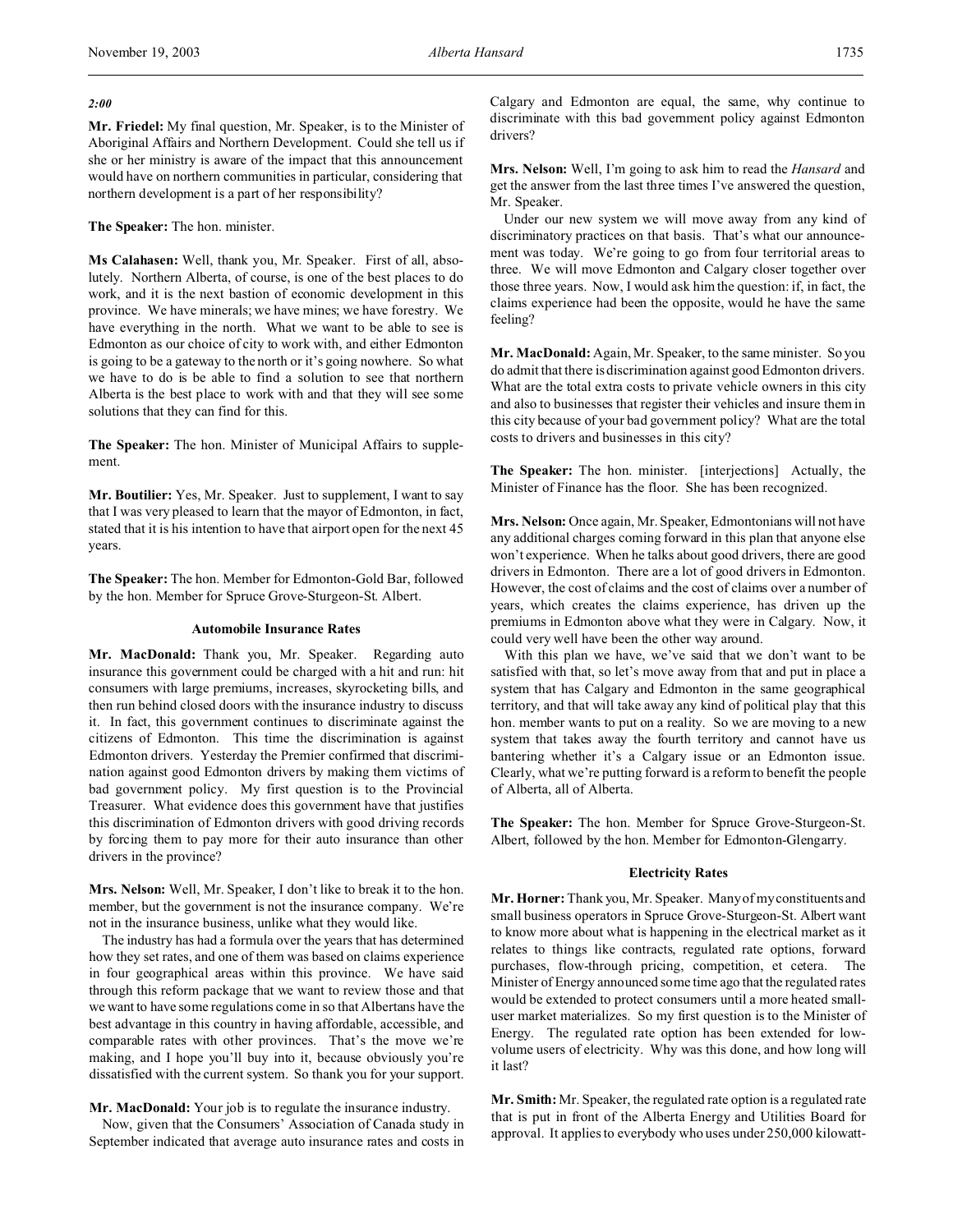*2:00*

**Mr. Friedel:** My final question, Mr. Speaker, is to the Minister of Aboriginal Affairs and Northern Development. Could she tell us if she or her ministry is aware of the impact that this announcement would have on northern communities in particular, considering that northern development is a part of her responsibility?

**The Speaker:** The hon. minister.

**Ms Calahasen:** Well, thank you, Mr. Speaker. First of all, absolutely. Northern Alberta, of course, is one of the best places to do work, and it is the next bastion of economic development in this province. We have minerals; we have mines; we have forestry. We have everything in the north. What we want to be able to see is Edmonton as our choice of city to work with, and either Edmonton is going to be a gateway to the north or it's going nowhere. So what we have to do is be able to find a solution to see that northern Alberta is the best place to work with and that they will see some solutions that they can find for this.

**The Speaker:** The hon. Minister of Municipal Affairs to supplement.

**Mr. Boutilier:** Yes, Mr. Speaker. Just to supplement, I want to say that I was very pleased to learn that the mayor of Edmonton, in fact, stated that it is his intention to have that airport open for the next 45 years.

**The Speaker:** The hon. Member for Edmonton-Gold Bar, followed by the hon. Member for Spruce Grove-Sturgeon-St. Albert.

### Automobile Insurance Rates

**Mr. MacDonald:** Thank you, Mr. Speaker. Regarding auto insurance this government could be charged with a hit and run: hit consumers with large premiums, increases, skyrocketing bills, and then run behind closed doors with the insurance industry to discuss it. In fact, this government continues to discriminate against the citizens of Edmonton. This time the discrimination is against Edmonton drivers. Yesterday the Premier confirmed that discrimination against good Edmonton drivers by making them victims of bad government policy. My first question is to the Provincial Treasurer. What evidence does this government have that justifies this discrimination of Edmonton drivers with good driving records by forcing them to pay more for their auto insurance than other drivers in the province?

**Mrs. Nelson:** Well, Mr. Speaker, I don't like to break it to the hon. member, but the government is not the insurance company. We're not in the insurance business, unlike what they would like.

The industry has had a formula over the years that has determined how they set rates, and one of them was based on claims experience in four geographical areas within this province. We have said through this reform package that we want to review those and that we want to have some regulations come in so that Albertans have the best advantage in this country in having affordable, accessible, and comparable rates with other provinces. That's the move we're making, and I hope you'll buy into it, because obviously you're dissatisfied with the current system. So thank you for your support.

**Mr. MacDonald:** Your job is to regulate the insurance industry.

Now, given that the Consumers' Association of Canada study in September indicated that average auto insurance rates and costs in Calgary and Edmonton are equal, the same, why continue to discriminate with this bad government policy against Edmonton drivers?

**Mrs. Nelson:** Well, I'm going to ask him to read the *Hansard* and get the answer from the last three times I've answered the question, Mr. Speaker.

Under our new system we will move away from any kind of discriminatory practices on that basis. That's what our announcement was today. We're going to go from four territorial areas to three. We will move Edmonton and Calgary closer together over those three years. Now, I would ask him the question: if, in fact, the claims experience had been the opposite, would he have the same feeling?

**Mr. MacDonald:** Again, Mr. Speaker, to the same minister. So you do admit that there is discrimination against good Edmonton drivers. What are the total extra costs to private vehicle owners in this city and also to businesses that register their vehicles and insure them in this city because of your bad government policy? What are the total costs to drivers and businesses in this city?

**The Speaker:** The hon. minister. [interjections] Actually, the Minister of Finance has the floor. She has been recognized.

**Mrs. Nelson:** Once again, Mr. Speaker, Edmontonians will not have any additional charges coming forward in this plan that anyone else won't experience. When he talks about good drivers, there are good drivers in Edmonton. There are a lot of good drivers in Edmonton. However, the cost of claims and the cost of claims over a number of years, which creates the claims experience, has driven up the premiums in Edmonton above what they were in Calgary. Now, it could very well have been the other way around.

With this plan we have, we've said that we don't want to be satisfied with that, so let's move away from that and put in place a system that has Calgary and Edmonton in the same geographical territory, and that will take away any kind of political play that this hon. member wants to put on a reality. So we are moving to a new system that takes away the fourth territory and cannot have us bantering whether it's a Calgary issue or an Edmonton issue. Clearly, what we're putting forward is a reform to benefit the people of Alberta, all of Alberta.

**The Speaker:** The hon. Member for Spruce Grove-Sturgeon-St. Albert, followed by the hon. Member for Edmonton-Glengarry.

### Electricity Rates

**Mr. Horner:** Thank you, Mr. Speaker. Many of my constituents and small business operators in Spruce Grove-Sturgeon-St. Albert want to know more about what is happening in the electrical market as it relates to things like contracts, regulated rate options, forward purchases, flow-through pricing, competition, et cetera. The Minister of Energy announced some time ago that the regulated rates would be extended to protect consumers until a more heated small-user market materializes. So my first question is to the Minister of Energy. The regulated rate option has been extended for low-volume users of electricity. Why was this done, and how long will it last?

**Mr. Smith:** Mr. Speaker, the regulated rate option is a regulated rate that is put in front of the Alberta Energy and Utilities Board for approval. It applies to everybody who uses under 250,000 kilowatt-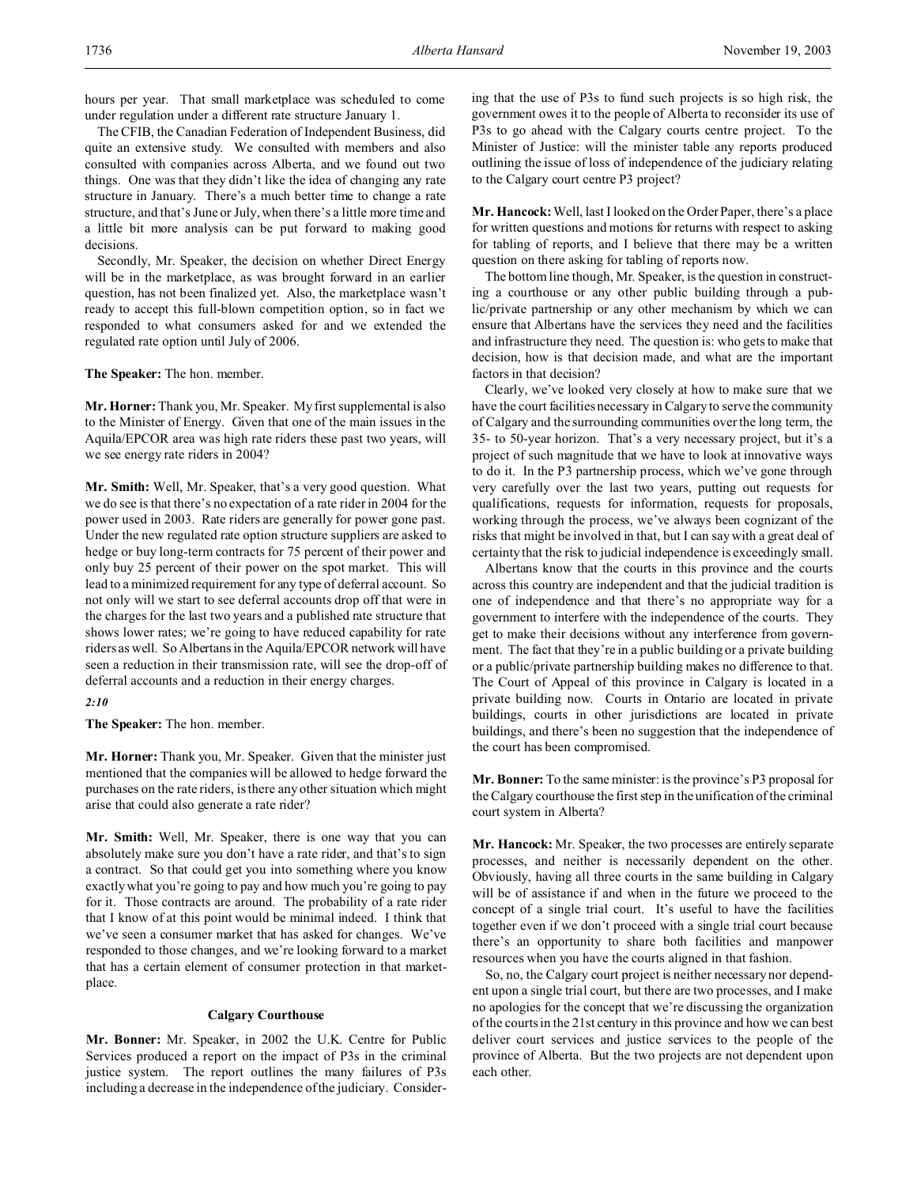hours per year. That small marketplace was scheduled to come under regulation under a different rate structure January 1.

The CFIB, the Canadian Federation of Independent Business, did quite an extensive study. We consulted with members and also consulted with companies across Alberta, and we found out two things. One was that they didn't like the idea of changing any rate structure in January. There's a much better time to change a rate structure, and that's June or July, when there's a little more time and a little bit more analysis can be put forward to making good decisions.

Secondly, Mr. Speaker, the decision on whether Direct Energy will be in the marketplace, as was brought forward in an earlier question, has not been finalized yet. Also, the marketplace wasn't ready to accept this full-blown competition option, so in fact we responded to what consumers asked for and we extended the regulated rate option until July of 2006.

**The Speaker:** The hon. member.

**Mr. Horner:** Thank you, Mr. Speaker. My first supplemental is also to the Minister of Energy. Given that one of the main issues in the Aquila/EPCOR area was high rate riders these past two years, will we see energy rate riders in 2004?

**Mr. Smith:** Well, Mr. Speaker, that's a very good question. What we do see is that there's no expectation of a rate rider in 2004 for the power used in 2003. Rate riders are generally for power gone past. Under the new regulated rate option structure suppliers are asked to hedge or buy long-term contracts for 75 percent of their power and only buy 25 percent of their power on the spot market. This will lead to a minimized requirement for any type of deferral account. So not only will we start to see deferral accounts drop off that were in the charges for the last two years and a published rate structure that shows lower rates; we're going to have reduced capability for rate riders as well. So Albertans in the Aquila/EPCOR network will have seen a reduction in their transmission rate, will see the drop-off of deferral accounts and a reduction in their energy charges.

*2:10*

**The Speaker:** The hon. member.

**Mr. Horner:** Thank you, Mr. Speaker. Given that the minister just mentioned that the companies will be allowed to hedge forward the purchases on the rate riders, is there any other situation which might arise that could also generate a rate rider?

**Mr. Smith:** Well, Mr. Speaker, there is one way that you can absolutely make sure you don't have a rate rider, and that's to sign a contract. So that could get you into something where you know exactly what you're going to pay and how much you're going to pay for it. Those contracts are around. The probability of a rate rider that I know of at this point would be minimal indeed. I think that we've seen a consumer market that has asked for changes. We've responded to those changes, and we're looking forward to a market that has a certain element of consumer protection in that marketplace.

### Calgary Courthouse

**Mr. Bonner:** Mr. Speaker, in 2002 the U.K. Centre for Public Services produced a report on the impact of P3s in the criminal justice system. The report outlines the many failures of P3s including a decrease in the independence of the judiciary. Considering that the use of P3s to fund such projects is so high risk, the government owes it to the people of Alberta to reconsider its use of P3s to go ahead with the Calgary courts centre project. To the Minister of Justice: will the minister table any reports produced outlining the issue of loss of independence of the judiciary relating to the Calgary court centre P3 project?

**Mr. Hancock:** Well, last I looked on the Order Paper, there's a place for written questions and motions for returns with respect to asking for tabling of reports, and I believe that there may be a written question on there asking for tabling of reports now.

The bottom line though, Mr. Speaker, is the question in constructing a courthouse or any other public building through a public/private partnership or any other mechanism by which we can ensure that Albertans have the services they need and the facilities and infrastructure they need. The question is: who gets to make that decision, how is that decision made, and what are the important factors in that decision?

Clearly, we've looked very closely at how to make sure that we have the court facilities necessary in Calgary to serve the community of Calgary and the surrounding communities over the long term, the 35- to 50-year horizon. That's a very necessary project, but it's a project of such magnitude that we have to look at innovative ways to do it. In the P3 partnership process, which we've gone through very carefully over the last two years, putting out requests for qualifications, requests for information, requests for proposals, working through the process, we've always been cognizant of the risks that might be involved in that, but I can say with a great deal of certainty that the risk to judicial independence is exceedingly small.

Albertans know that the courts in this province and the courts across this country are independent and that the judicial tradition is one of independence and that there's no appropriate way for a government to interfere with the independence of the courts. They get to make their decisions without any interference from government. The fact that they're in a public building or a private building or a public/private partnership building makes no difference to that. The Court of Appeal of this province in Calgary is located in a private building now. Courts in Ontario are located in private buildings, courts in other jurisdictions are located in private buildings, and there's been no suggestion that the independence of the court has been compromised.

**Mr. Bonner:** To the same minister: is the province's P3 proposal for the Calgary courthouse the first step in the unification of the criminal court system in Alberta?

**Mr. Hancock:** Mr. Speaker, the two processes are entirely separate processes, and neither is necessarily dependent on the other. Obviously, having all three courts in the same building in Calgary will be of assistance if and when in the future we proceed to the concept of a single trial court. It's useful to have the facilities together even if we don't proceed with a single trial court because there's an opportunity to share both facilities and manpower resources when you have the courts aligned in that fashion.

So, no, the Calgary court project is neither necessary nor dependent upon a single trial court, but there are two processes, and I make no apologies for the concept that we're discussing the organization of the courts in the 21st century in this province and how we can best deliver court services and justice services to the people of the province of Alberta. But the two projects are not dependent upon each other.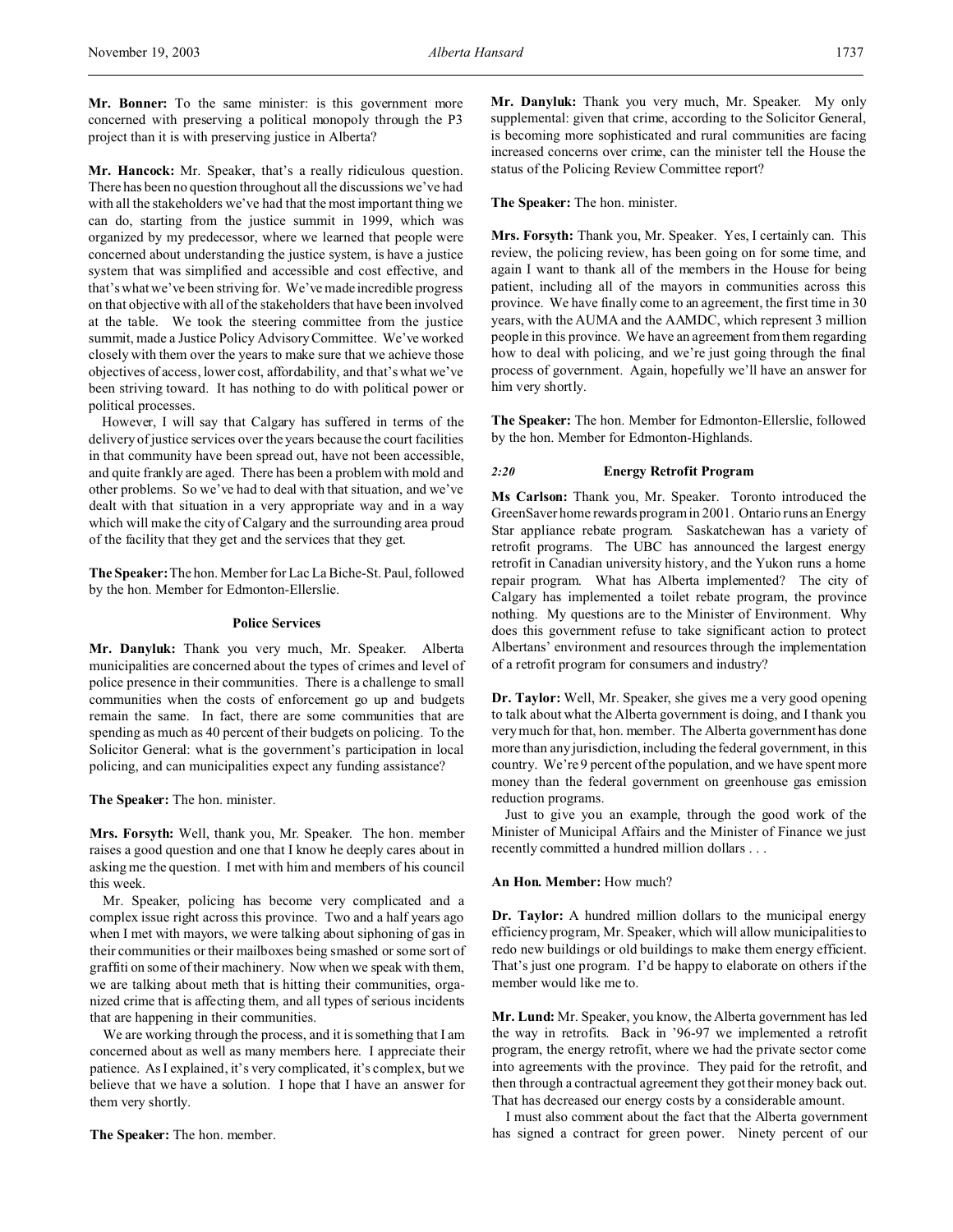**Mr. Bonner:** To the same minister: is this government more concerned with preserving a political monopoly through the P3 project than it is with preserving justice in Alberta?

**Mr. Hancock:** Mr. Speaker, that's a really ridiculous question. There has been no question throughout all the discussions we've had with all the stakeholders we've had that the most important thing we can do, starting from the justice summit in 1999, which was organized by my predecessor, where we learned that people were concerned about understanding the justice system, is have a justice system that was simplified and accessible and cost effective, and that's what we've been striving for. We've made incredible progress on that objective with all of the stakeholders that have been involved at the table. We took the steering committee from the justice summit, made a Justice Policy Advisory Committee. We've worked closely with them over the years to make sure that we achieve those objectives of access, lower cost, affordability, and that's what we've been striving toward. It has nothing to do with political power or political processes.

However, I will say that Calgary has suffered in terms of the delivery of justice services over the years because the court facilities in that community have been spread out, have not been accessible, and quite frankly are aged. There has been a problem with mold and other problems. So we've had to deal with that situation, and we've dealt with that situation in a very appropriate way and in a way which will make the city of Calgary and the surrounding area proud of the facility that they get and the services that they get.

**The Speaker:** The hon. Member for Lac La Biche-St. Paul, followed by the hon. Member for Edmonton-Ellerslie.

## Police Services

**Mr. Danyluk:** Thank you very much, Mr. Speaker. Alberta municipalities are concerned about the types of crimes and level of police presence in their communities. There is a challenge to small communities when the costs of enforcement go up and budgets remain the same. In fact, there are some communities that are spending as much as 40 percent of their budgets on policing. To the Solicitor General: what is the government's participation in local policing, and can municipalities expect any funding assistance?

**The Speaker:** The hon. minister.

**Mrs. Forsyth:** Well, thank you, Mr. Speaker. The hon. member raises a good question and one that I know he deeply cares about in asking me the question. I met with him and members of his council this week.

Mr. Speaker, policing has become very complicated and a complex issue right across this province. Two and a half years ago when I met with mayors, we were talking about siphoning of gas in their communities or their mailboxes being smashed or some sort of graffiti on some of their machinery. Now when we speak with them, we are talking about meth that is hitting their communities, organized crime that is affecting them, and all types of serious incidents that are happening in their communities.

We are working through the process, and it is something that I am concerned about as well as many members here. I appreciate their patience. As I explained, it's very complicated, it's complex, but we believe that we have a solution. I hope that I have an answer for them very shortly.

**The Speaker:** The hon. member.

**Mr. Danyluk:** Thank you very much, Mr. Speaker. My only supplemental: given that crime, according to the Solicitor General, is becoming more sophisticated and rural communities are facing increased concerns over crime, can the minister tell the House the status of the Policing Review Committee report?

**The Speaker:** The hon. minister.

**Mrs. Forsyth:** Thank you, Mr. Speaker. Yes, I certainly can. This review, the policing review, has been going on for some time, and again I want to thank all of the members in the House for being patient, including all of the mayors in communities across this province. We have finally come to an agreement, the first time in 30 years, with the AUMA and the AAMDC, which represent 3 million people in this province. We have an agreement from them regarding how to deal with policing, and we're just going through the final process of government. Again, hopefully we'll have an answer for him very shortly.

**The Speaker:** The hon. Member for Edmonton-Ellerslie, followed by the hon. Member for Edmonton-Highlands.

## *2:20* Energy Retrofit Program

**Ms Carlson:** Thank you, Mr. Speaker. Toronto introduced the GreenSaver home rewards program in 2001. Ontario runs an Energy Star appliance rebate program. Saskatchewan has a variety of retrofit programs. The UBC has announced the largest energy retrofit in Canadian university history, and the Yukon runs a home repair program. What has Alberta implemented? The city of Calgary has implemented a toilet rebate program, the province nothing. My questions are to the Minister of Environment. Why does this government refuse to take significant action to protect Albertans' environment and resources through the implementation of a retrofit program for consumers and industry?

**Dr. Taylor:** Well, Mr. Speaker, she gives me a very good opening to talk about what the Alberta government is doing, and I thank you very much for that, hon. member. The Alberta government has done more than any jurisdiction, including the federal government, in this country. We're 9 percent of the population, and we have spent more money than the federal government on greenhouse gas emission reduction programs.

Just to give you an example, through the good work of the Minister of Municipal Affairs and the Minister of Finance we just recently committed a hundred million dollars . . .

**An Hon. Member:** How much?

**Dr. Taylor:** A hundred million dollars to the municipal energy efficiency program, Mr. Speaker, which will allow municipalities to redo new buildings or old buildings to make them energy efficient. That's just one program. I'd be happy to elaborate on others if the member would like me to.

**Mr. Lund:** Mr. Speaker, you know, the Alberta government has led the way in retrofits. Back in '96-97 we implemented a retrofit program, the energy retrofit, where we had the private sector come into agreements with the province. They paid for the retrofit, and then through a contractual agreement they got their money back out. That has decreased our energy costs by a considerable amount.

I must also comment about the fact that the Alberta government has signed a contract for green power. Ninety percent of our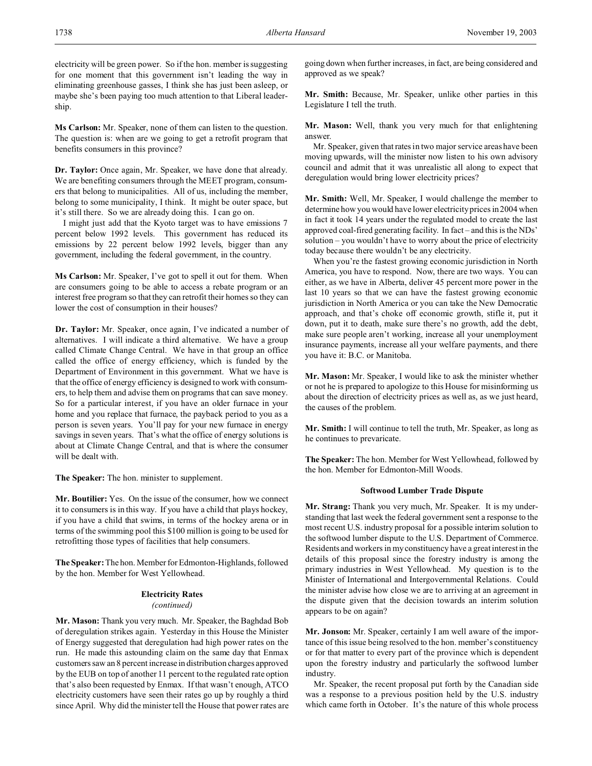electricity will be green power. So if the hon. member is suggesting for one moment that this government isn't leading the way in eliminating greenhouse gasses, I think she has just been asleep, or maybe she's been paying too much attention to that Liberal leadership.

**Ms Carlson:** Mr. Speaker, none of them can listen to the question. The question is: when are we going to get a retrofit program that benefits consumers in this province?

**Dr. Taylor:** Once again, Mr. Speaker, we have done that already. We are benefiting consumers through the MEET program, consumers that belong to municipalities. All of us, including the member, belong to some municipality, I think. It might be outer space, but it's still there. So we are already doing this. I can go on.

I might just add that the Kyoto target was to have emissions 7 percent below 1992 levels. This government has reduced its emissions by 22 percent below 1992 levels, bigger than any government, including the federal government, in the country.

**Ms Carlson:** Mr. Speaker, I've got to spell it out for them. When are consumers going to be able to access a rebate program or an interest free program so that they can retrofit their homes so they can lower the cost of consumption in their houses?

**Dr. Taylor:** Mr. Speaker, once again, I've indicated a number of alternatives. I will indicate a third alternative. We have a group called Climate Change Central. We have in that group an office called the office of energy efficiency, which is funded by the Department of Environment in this government. What we have is that the office of energy efficiency is designed to work with consumers, to help them and advise them on programs that can save money. So for a particular interest, if you have an older furnace in your home and you replace that furnace, the payback period to you as a person is seven years. You'll pay for your new furnace in energy savings in seven years. That's what the office of energy solutions is about at Climate Change Central, and that is where the consumer will be dealt with.

**The Speaker:** The hon. minister to supplement.

**Mr. Boutilier:** Yes. On the issue of the consumer, how we connect it to consumers is in this way. If you have a child that plays hockey, if you have a child that swims, in terms of the hockey arena or in terms of the swimming pool this $100 million is going to be used for retrofitting those types of facilities that help consumers.

**The Speaker:** The hon. Member for Edmonton-Highlands, followed by the hon. Member for West Yellowhead.

### Electricity Rates
*(continued)*

**Mr. Mason:** Thank you very much. Mr. Speaker, the Baghdad Bob of deregulation strikes again. Yesterday in this House the Minister of Energy suggested that deregulation had high power rates on the run. He made this astounding claim on the same day that Enmax customers saw an 8 percent increase in distribution charges approved by the EUB on top of another 11 percent to the regulated rate option that's also been requested by Enmax. If that wasn't enough, ATCO electricity customers have seen their rates go up by roughly a third since April. Why did the minister tell the House that power rates are going down when further increases, in fact, are being considered and approved as we speak?

**Mr. Smith:** Because, Mr. Speaker, unlike other parties in this Legislature I tell the truth.

**Mr. Mason:** Well, thank you very much for that enlightening answer.

Mr. Speaker, given that rates in two major service areas have been moving upwards, will the minister now listen to his own advisory council and admit that it was unrealistic all along to expect that deregulation would bring lower electricity prices?

**Mr. Smith:** Well, Mr. Speaker, I would challenge the member to determine how you would have lower electricity prices in 2004 when in fact it took 14 years under the regulated model to create the last approved coal-fired generating facility. In fact – and this is the NDs' solution – you wouldn't have to worry about the price of electricity today because there wouldn't be any electricity.

When you're the fastest growing economic jurisdiction in North America, you have to respond. Now, there are two ways. You can either, as we have in Alberta, deliver 45 percent more power in the last 10 years so that we can have the fastest growing economic jurisdiction in North America or you can take the New Democratic approach, and that's choke off economic growth, stifle it, put it down, put it to death, make sure there's no growth, add the debt, make sure people aren't working, increase all your unemployment insurance payments, increase all your welfare payments, and there you have it: B.C. or Manitoba.

**Mr. Mason:** Mr. Speaker, I would like to ask the minister whether or not he is prepared to apologize to this House for misinforming us about the direction of electricity prices as well as, as we just heard, the causes of the problem.

**Mr. Smith:** I will continue to tell the truth, Mr. Speaker, as long as he continues to prevaricate.

**The Speaker:** The hon. Member for West Yellowhead, followed by the hon. Member for Edmonton-Mill Woods.

### Softwood Lumber Trade Dispute

**Mr. Strang:** Thank you very much, Mr. Speaker. It is my understanding that last week the federal government sent a response to the most recent U.S. industry proposal for a possible interim solution to the softwood lumber dispute to the U.S. Department of Commerce. Residents and workers in my constituency have a great interest in the details of this proposal since the forestry industry is among the primary industries in West Yellowhead. My question is to the Minister of International and Intergovernmental Relations. Could the minister advise how close we are to arriving at an agreement in the dispute given that the decision towards an interim solution appears to be on again?

**Mr. Jonson:** Mr. Speaker, certainly I am well aware of the importance of this issue being resolved to the hon. member's constituency or for that matter to every part of the province which is dependent upon the forestry industry and particularly the softwood lumber industry.

Mr. Speaker, the recent proposal put forth by the Canadian side was a response to a previous position held by the U.S. industry which came forth in October. It's the nature of this whole process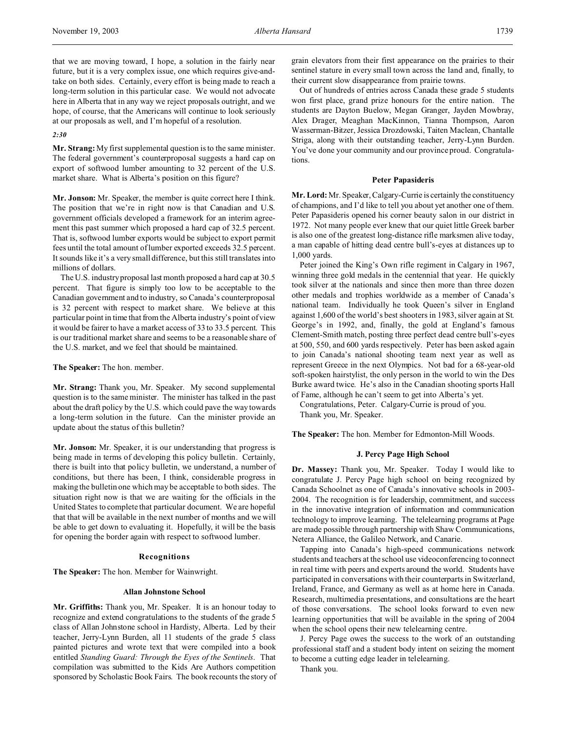that we are moving toward, I hope, a solution in the fairly near future, but it is a very complex issue, one which requires give-and-take on both sides. Certainly, every effort is being made to reach a long-term solution in this particular case. We would not advocate here in Alberta that in any way we reject proposals outright, and we hope, of course, that the Americans will continue to look seriously at our proposals as well, and I'm hopeful of a resolution.

*2:30*

**Mr. Strang:** My first supplemental question is to the same minister. The federal government's counterproposal suggests a hard cap on export of softwood lumber amounting to 32 percent of the U.S. market share. What is Alberta's position on this figure?

**Mr. Jonson:** Mr. Speaker, the member is quite correct here I think. The position that we're in right now is that Canadian and U.S. government officials developed a framework for an interim agreement this past summer which proposed a hard cap of 32.5 percent. That is, softwood lumber exports would be subject to export permit fees until the total amount of lumber exported exceeds 32.5 percent. It sounds like it's a very small difference, but this still translates into millions of dollars.

The U.S. industry proposal last month proposed a hard cap at 30.5 percent. That figure is simply too low to be acceptable to the Canadian government and to industry, so Canada's counterproposal is 32 percent with respect to market share. We believe at this particular point in time that from the Alberta industry's point of view it would be fairer to have a market access of 33 to 33.5 percent. This is our traditional market share and seems to be a reasonable share of the U.S. market, and we feel that should be maintained.

**The Speaker:** The hon. member.

**Mr. Strang:** Thank you, Mr. Speaker. My second supplemental question is to the same minister. The minister has talked in the past about the draft policy by the U.S. which could pave the way towards a long-term solution in the future. Can the minister provide an update about the status of this bulletin?

**Mr. Jonson:** Mr. Speaker, it is our understanding that progress is being made in terms of developing this policy bulletin. Certainly, there is built into that policy bulletin, we understand, a number of conditions, but there has been, I think, considerable progress in making the bulletin one which may be acceptable to both sides. The situation right now is that we are waiting for the officials in the United States to complete that particular document. We are hopeful that that will be available in the next number of months and we will be able to get down to evaluating it. Hopefully, it will be the basis for opening the border again with respect to softwood lumber.

## Recognitions

**The Speaker:** The hon. Member for Wainwright.

### Allan Johnstone School

**Mr. Griffiths:** Thank you, Mr. Speaker. It is an honour today to recognize and extend congratulations to the students of the grade 5 class of Allan Johnstone school in Hardisty, Alberta. Led by their teacher, Jerry-Lynn Burden, all 11 students of the grade 5 class painted pictures and wrote text that were compiled into a book entitled *Standing Guard: Through the Eyes of the Sentinels*. That compilation was submitted to the Kids Are Authors competition sponsored by Scholastic Book Fairs. The book recounts the story of grain elevators from their first appearance on the prairies to their sentinel stature in every small town across the land and, finally, to their current slow disappearance from prairie towns.

Out of hundreds of entries across Canada these grade 5 students won first place, grand prize honours for the entire nation. The students are Dayton Buelow, Megan Granger, Jayden Mowbray, Alex Drager, Meaghan MacKinnon, Tianna Thompson, Aaron Wasserman-Bitzer, Jessica Drozdowski, Taiten Maclean, Chantalle Striga, along with their outstanding teacher, Jerry-Lynn Burden. You've done your community and our province proud. Congratulations.

### Peter Papasideris

**Mr. Lord:** Mr. Speaker, Calgary-Currie is certainly the constituency of champions, and I'd like to tell you about yet another one of them. Peter Papasideris opened his corner beauty salon in our district in 1972. Not many people ever knew that our quiet little Greek barber is also one of the greatest long-distance rifle marksmen alive today, a man capable of hitting dead centre bull's-eyes at distances up to 1,000 yards.

Peter joined the King's Own rifle regiment in Calgary in 1967, winning three gold medals in the centennial that year. He quickly took silver at the nationals and since then more than three dozen other medals and trophies worldwide as a member of Canada's national team. Individually he took Queen's silver in England against 1,600 of the world's best shooters in 1983, silver again at St. George's in 1992, and, finally, the gold at England's famous Clement-Smith match, posting three perfect dead centre bull's-eyes at 500, 550, and 600 yards respectively. Peter has been asked again to join Canada's national shooting team next year as well as represent Greece in the next Olympics. Not bad for a 68-year-old soft-spoken hairstylist, the only person in the world to win the Des Burke award twice. He's also in the Canadian shooting sports Hall of Fame, although he can't seem to get into Alberta's yet.

Congratulations, Peter. Calgary-Currie is proud of you.

Thank you, Mr. Speaker.

**The Speaker:** The hon. Member for Edmonton-Mill Woods.

### J. Percy Page High School

**Dr. Massey:** Thank you, Mr. Speaker. Today I would like to congratulate J. Percy Page high school on being recognized by Canada Schoolnet as one of Canada's innovative schools in 2003-2004. The recognition is for leadership, commitment, and success in the innovative integration of information and communication technology to improve learning. The telelearning programs at Page are made possible through partnership with Shaw Communications, Netera Alliance, the Galileo Network, and Canarie.

Tapping into Canada's high-speed communications network students and teachers at the school use videoconferencing to connect in real time with peers and experts around the world. Students have participated in conversations with their counterparts in Switzerland, Ireland, France, and Germany as well as at home here in Canada. Research, multimedia presentations, and consultations are the heart of those conversations. The school looks forward to even new learning opportunities that will be available in the spring of 2004 when the school opens their new telelearning centre.

J. Percy Page owes the success to the work of an outstanding professional staff and a student body intent on seizing the moment to become a cutting edge leader in telelearning.

Thank you.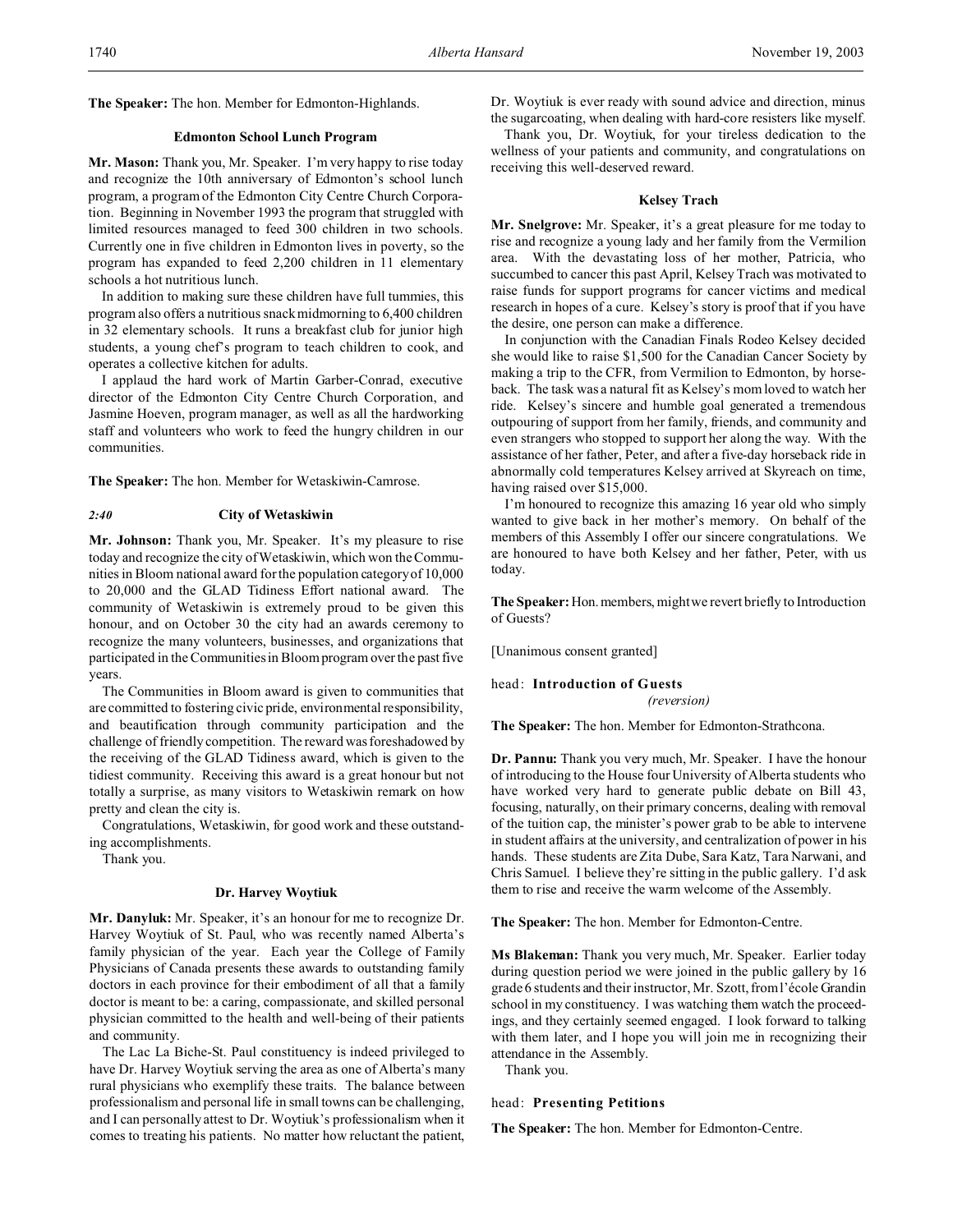**The Speaker:** The hon. Member for Edmonton-Highlands.

### Edmonton School Lunch Program

**Mr. Mason:** Thank you, Mr. Speaker. I'm very happy to rise today and recognize the 10th anniversary of Edmonton's school lunch program, a program of the Edmonton City Centre Church Corporation. Beginning in November 1993 the program that struggled with limited resources managed to feed 300 children in two schools. Currently one in five children in Edmonton lives in poverty, so the program has expanded to feed 2,200 children in 11 elementary schools a hot nutritious lunch.

In addition to making sure these children have full tummies, this program also offers a nutritious snack midmorning to 6,400 children in 32 elementary schools. It runs a breakfast club for junior high students, a young chef's program to teach children to cook, and operates a collective kitchen for adults.

I applaud the hard work of Martin Garber-Conrad, executive director of the Edmonton City Centre Church Corporation, and Jasmine Hoeven, program manager, as well as all the hardworking staff and volunteers who work to feed the hungry children in our communities.

**The Speaker:** The hon. Member for Wetaskiwin-Camrose.

*2:40*

### City of Wetaskiwin

**Mr. Johnson:** Thank you, Mr. Speaker. It's my pleasure to rise today and recognize the city of Wetaskiwin, which won the Communities in Bloom national award for the population category of 10,000 to 20,000 and the GLAD Tidiness Effort national award. The community of Wetaskiwin is extremely proud to be given this honour, and on October 30 the city had an awards ceremony to recognize the many volunteers, businesses, and organizations that participated in the Communities in Bloom program over the past five years.

The Communities in Bloom award is given to communities that are committed to fostering civic pride, environmental responsibility, and beautification through community participation and the challenge of friendly competition. The reward was foreshadowed by the receiving of the GLAD Tidiness award, which is given to the tidiest community. Receiving this award is a great honour but not totally a surprise, as many visitors to Wetaskiwin remark on how pretty and clean the city is.

Congratulations, Wetaskiwin, for good work and these outstanding accomplishments.

Thank you.

### Dr. Harvey Woytiuk

**Mr. Danyluk:** Mr. Speaker, it's an honour for me to recognize Dr. Harvey Woytiuk of St. Paul, who was recently named Alberta's family physician of the year. Each year the College of Family Physicians of Canada presents these awards to outstanding family doctors in each province for their embodiment of all that a family doctor is meant to be: a caring, compassionate, and skilled personal physician committed to the health and well-being of their patients and community.

The Lac La Biche-St. Paul constituency is indeed privileged to have Dr. Harvey Woytiuk serving the area as one of Alberta's many rural physicians who exemplify these traits. The balance between professionalism and personal life in small towns can be challenging, and I can personally attest to Dr. Woytiuk's professionalism when it comes to treating his patients. No matter how reluctant the patient, Dr. Woytiuk is ever ready with sound advice and direction, minus the sugarcoating, when dealing with hard-core resisters like myself.

Thank you, Dr. Woytiuk, for your tireless dedication to the wellness of your patients and community, and congratulations on receiving this well-deserved reward.

### Kelsey Trach

**Mr. Snelgrove:** Mr. Speaker, it's a great pleasure for me today to rise and recognize a young lady and her family from the Vermilion area. With the devastating loss of her mother, Patricia, who succumbed to cancer this past April, Kelsey Trach was motivated to raise funds for support programs for cancer victims and medical research in hopes of a cure. Kelsey's story is proof that if you have the desire, one person can make a difference.

In conjunction with the Canadian Finals Rodeo Kelsey decided she would like to raise $1,500 for the Canadian Cancer Society by making a trip to the CFR, from Vermilion to Edmonton, by horseback. The task was a natural fit as Kelsey's mom loved to watch her ride. Kelsey's sincere and humble goal generated a tremendous outpouring of support from her family, friends, and community and even strangers who stopped to support her along the way. With the assistance of her father, Peter, and after a five-day horseback ride in abnormally cold temperatures Kelsey arrived at Skyreach on time, having raised over $15,000.

I'm honoured to recognize this amazing 16 year old who simply wanted to give back in her mother's memory. On behalf of the members of this Assembly I offer our sincere congratulations. We are honoured to have both Kelsey and her father, Peter, with us today.

**The Speaker:** Hon. members, might we revert briefly to Introduction of Guests?

[Unanimous consent granted]

## head: Introduction of Guests
*(reversion)*

**The Speaker:** The hon. Member for Edmonton-Strathcona.

**Dr. Pannu:** Thank you very much, Mr. Speaker. I have the honour of introducing to the House four University of Alberta students who have worked very hard to generate public debate on Bill 43, focusing, naturally, on their primary concerns, dealing with removal of the tuition cap, the minister's power grab to be able to intervene in student affairs at the university, and centralization of power in his hands. These students are Zita Dube, Sara Katz, Tara Narwani, and Chris Samuel. I believe they're sitting in the public gallery. I'd ask them to rise and receive the warm welcome of the Assembly.

**The Speaker:** The hon. Member for Edmonton-Centre.

**Ms Blakeman:** Thank you very much, Mr. Speaker. Earlier today during question period we were joined in the public gallery by 16 grade 6 students and their instructor, Mr. Szott, from l'école Grandin school in my constituency. I was watching them watch the proceedings, and they certainly seemed engaged. I look forward to talking with them later, and I hope you will join me in recognizing their attendance in the Assembly.

Thank you.

## head: Presenting Petitions

**The Speaker:** The hon. Member for Edmonton-Centre.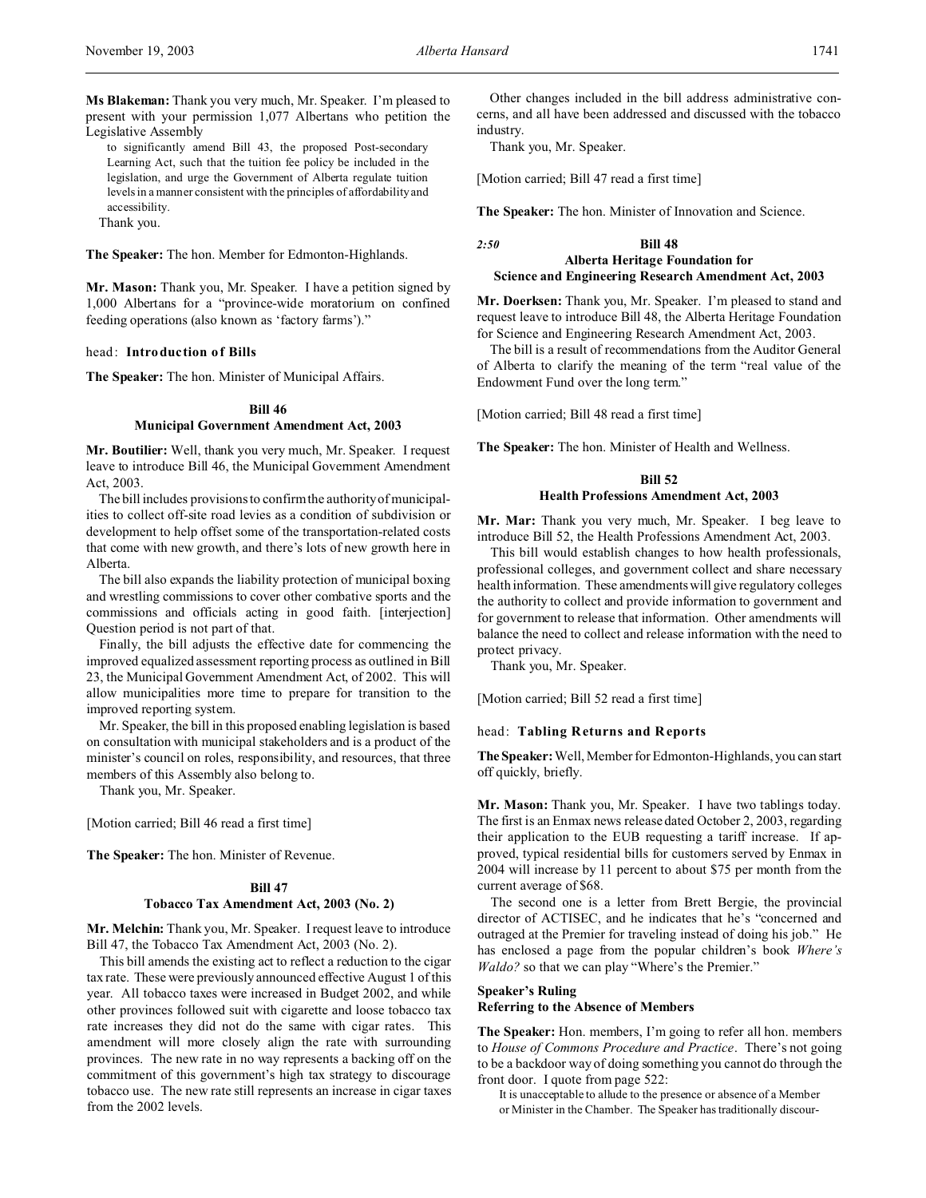**Ms Blakeman:** Thank you very much, Mr. Speaker. I'm pleased to present with your permission 1,077 Albertans who petition the Legislative Assembly

> to significantly amend Bill 43, the proposed Post-secondary Learning Act, such that the tuition fee policy be included in the legislation, and urge the Government of Alberta regulate tuition levels in a manner consistent with the principles of affordability and accessibility.

Thank you.

**The Speaker:** The hon. Member for Edmonton-Highlands.

**Mr. Mason:** Thank you, Mr. Speaker. I have a petition signed by 1,000 Albertans for a "province-wide moratorium on confined feeding operations (also known as 'factory farms')."

head: **Introduction of Bills**

**The Speaker:** The hon. Minister of Municipal Affairs.

### Bill 46
### Municipal Government Amendment Act, 2003

**Mr. Boutilier:** Well, thank you very much, Mr. Speaker. I request leave to introduce Bill 46, the Municipal Government Amendment Act, 2003.

The bill includes provisions to confirm the authority of municipalities to collect off-site road levies as a condition of subdivision or development to help offset some of the transportation-related costs that come with new growth, and there's lots of new growth here in Alberta.

The bill also expands the liability protection of municipal boxing and wrestling commissions to cover other combative sports and the commissions and officials acting in good faith. [interjection] Question period is not part of that.

Finally, the bill adjusts the effective date for commencing the improved equalized assessment reporting process as outlined in Bill 23, the Municipal Government Amendment Act, of 2002. This will allow municipalities more time to prepare for transition to the improved reporting system.

Mr. Speaker, the bill in this proposed enabling legislation is based on consultation with municipal stakeholders and is a product of the minister's council on roles, responsibility, and resources, that three members of this Assembly also belong to.

Thank you, Mr. Speaker.

[Motion carried; Bill 46 read a first time]

**The Speaker:** The hon. Minister of Revenue.

### Bill 47
### Tobacco Tax Amendment Act, 2003 (No. 2)

**Mr. Melchin:** Thank you, Mr. Speaker. I request leave to introduce Bill 47, the Tobacco Tax Amendment Act, 2003 (No. 2).

This bill amends the existing act to reflect a reduction to the cigar tax rate. These were previously announced effective August 1 of this year. All tobacco taxes were increased in Budget 2002, and while other provinces followed suit with cigarette and loose tobacco tax rate increases they did not do the same with cigar rates. This amendment will more closely align the rate with surrounding provinces. The new rate in no way represents a backing off on the commitment of this government's high tax strategy to discourage tobacco use. The new rate still represents an increase in cigar taxes from the 2002 levels.

Other changes included in the bill address administrative concerns, and all have been addressed and discussed with the tobacco industry.

Thank you, Mr. Speaker.

[Motion carried; Bill 47 read a first time]

**The Speaker:** The hon. Minister of Innovation and Science.

*2:50*

### Bill 48
### Alberta Heritage Foundation for Science and Engineering Research Amendment Act, 2003

**Mr. Doerksen:** Thank you, Mr. Speaker. I'm pleased to stand and request leave to introduce Bill 48, the Alberta Heritage Foundation for Science and Engineering Research Amendment Act, 2003.

The bill is a result of recommendations from the Auditor General of Alberta to clarify the meaning of the term "real value of the Endowment Fund over the long term."

[Motion carried; Bill 48 read a first time]

**The Speaker:** The hon. Minister of Health and Wellness.

### Bill 52
### Health Professions Amendment Act, 2003

**Mr. Mar:** Thank you very much, Mr. Speaker. I beg leave to introduce Bill 52, the Health Professions Amendment Act, 2003.

This bill would establish changes to how health professionals, professional colleges, and government collect and share necessary health information. These amendments will give regulatory colleges the authority to collect and provide information to government and for government to release that information. Other amendments will balance the need to collect and release information with the need to protect privacy.

Thank you, Mr. Speaker.

[Motion carried; Bill 52 read a first time]

head: **Tabling Returns and Reports**

**The Speaker:** Well, Member for Edmonton-Highlands, you can start off quickly, briefly.

**Mr. Mason:** Thank you, Mr. Speaker. I have two tablings today. The first is an Enmax news release dated October 2, 2003, regarding their application to the EUB requesting a tariff increase. If approved, typical residential bills for customers served by Enmax in 2004 will increase by 11 percent to about $75 per month from the current average of $68.

The second one is a letter from Brett Bergie, the provincial director of ACTISEC, and he indicates that he's "concerned and outraged at the Premier for traveling instead of doing his job." He has enclosed a page from the popular children's book *Where's Waldo?* so that we can play "Where's the Premier."

### Speaker's Ruling
### Referring to the Absence of Members

**The Speaker:** Hon. members, I'm going to refer all hon. members to *House of Commons Procedure and Practice*. There's not going to be a backdoor way of doing something you cannot do through the front door. I quote from page 522:

> It is unacceptable to allude to the presence or absence of a Member or Minister in the Chamber. The Speaker has traditionally discour-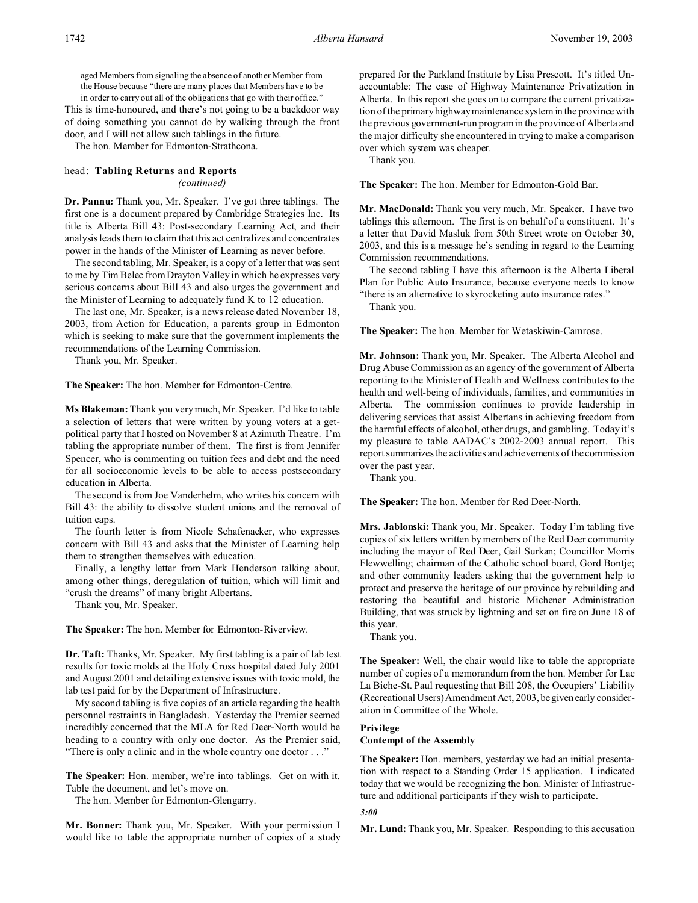aged Members from signaling the absence of another Member from the House because "there are many places that Members have to be in order to carry out all of the obligations that go with their office."

This is time-honoured, and there's not going to be a backdoor way of doing something you cannot do by walking through the front door, and I will not allow such tablings in the future.

The hon. Member for Edmonton-Strathcona.

head: **Tabling Returns and Reports**
*(continued)*

**Dr. Pannu:** Thank you, Mr. Speaker. I've got three tablings. The first one is a document prepared by Cambridge Strategies Inc. Its title is Alberta Bill 43: Post-secondary Learning Act, and their analysis leads them to claim that this act centralizes and concentrates power in the hands of the Minister of Learning as never before.

The second tabling, Mr. Speaker, is a copy of a letter that was sent to me by Tim Belec from Drayton Valley in which he expresses very serious concerns about Bill 43 and also urges the government and the Minister of Learning to adequately fund K to 12 education.

The last one, Mr. Speaker, is a news release dated November 18, 2003, from Action for Education, a parents group in Edmonton which is seeking to make sure that the government implements the recommendations of the Learning Commission.

Thank you, Mr. Speaker.

**The Speaker:** The hon. Member for Edmonton-Centre.

**Ms Blakeman:** Thank you very much, Mr. Speaker. I'd like to table a selection of letters that were written by young voters at a get-political party that I hosted on November 8 at Azimuth Theatre. I'm tabling the appropriate number of them. The first is from Jennifer Spencer, who is commenting on tuition fees and debt and the need for all socioeconomic levels to be able to access postsecondary education in Alberta.

The second is from Joe Vanderhelm, who writes his concern with Bill 43: the ability to dissolve student unions and the removal of tuition caps.

The fourth letter is from Nicole Schafenacker, who expresses concern with Bill 43 and asks that the Minister of Learning help them to strengthen themselves with education.

Finally, a lengthy letter from Mark Henderson talking about, among other things, deregulation of tuition, which will limit and "crush the dreams" of many bright Albertans.

Thank you, Mr. Speaker.

**The Speaker:** The hon. Member for Edmonton-Riverview.

**Dr. Taft:** Thanks, Mr. Speaker. My first tabling is a pair of lab test results for toxic molds at the Holy Cross hospital dated July 2001 and August 2001 and detailing extensive issues with toxic mold, the lab test paid for by the Department of Infrastructure.

My second tabling is five copies of an article regarding the health personnel restraints in Bangladesh. Yesterday the Premier seemed incredibly concerned that the MLA for Red Deer-North would be heading to a country with only one doctor. As the Premier said, "There is only a clinic and in the whole country one doctor . . ."

**The Speaker:** Hon. member, we're into tablings. Get on with it. Table the document, and let's move on.

The hon. Member for Edmonton-Glengarry.

**Mr. Bonner:** Thank you, Mr. Speaker. With your permission I would like to table the appropriate number of copies of a study prepared for the Parkland Institute by Lisa Prescott. It's titled Unaccountable: The case of Highway Maintenance Privatization in Alberta. In this report she goes on to compare the current privatization of the primary highway maintenance system in the province with the previous government-run program in the province of Alberta and the major difficulty she encountered in trying to make a comparison over which system was cheaper.

Thank you.

**The Speaker:** The hon. Member for Edmonton-Gold Bar.

**Mr. MacDonald:** Thank you very much, Mr. Speaker. I have two tablings this afternoon. The first is on behalf of a constituent. It's a letter that David Masluk from 50th Street wrote on October 30, 2003, and this is a message he's sending in regard to the Learning Commission recommendations.

The second tabling I have this afternoon is the Alberta Liberal Plan for Public Auto Insurance, because everyone needs to know "there is an alternative to skyrocketing auto insurance rates."

Thank you.

**The Speaker:** The hon. Member for Wetaskiwin-Camrose.

**Mr. Johnson:** Thank you, Mr. Speaker. The Alberta Alcohol and Drug Abuse Commission as an agency of the government of Alberta reporting to the Minister of Health and Wellness contributes to the health and well-being of individuals, families, and communities in Alberta. The commission continues to provide leadership in delivering services that assist Albertans in achieving freedom from the harmful effects of alcohol, other drugs, and gambling. Today it's my pleasure to table AADAC's 2002-2003 annual report. This report summarizes the activities and achievements of the commission over the past year.

Thank you.

**The Speaker:** The hon. Member for Red Deer-North.

**Mrs. Jablonski:** Thank you, Mr. Speaker. Today I'm tabling five copies of six letters written by members of the Red Deer community including the mayor of Red Deer, Gail Surkan; Councillor Morris Flewwelling; chairman of the Catholic school board, Gord Bontje; and other community leaders asking that the government help to protect and preserve the heritage of our province by rebuilding and restoring the beautiful and historic Michener Administration Building, that was struck by lightning and set on fire on June 18 of this year.

Thank you.

**The Speaker:** Well, the chair would like to table the appropriate number of copies of a memorandum from the hon. Member for Lac La Biche-St. Paul requesting that Bill 208, the Occupiers' Liability (Recreational Users) Amendment Act, 2003, be given early consideration in Committee of the Whole.

**Privilege**
**Contempt of the Assembly**

**The Speaker:** Hon. members, yesterday we had an initial presentation with respect to a Standing Order 15 application. I indicated today that we would be recognizing the hon. Minister of Infrastructure and additional participants if they wish to participate.

*3:00*

**Mr. Lund:** Thank you, Mr. Speaker. Responding to this accusation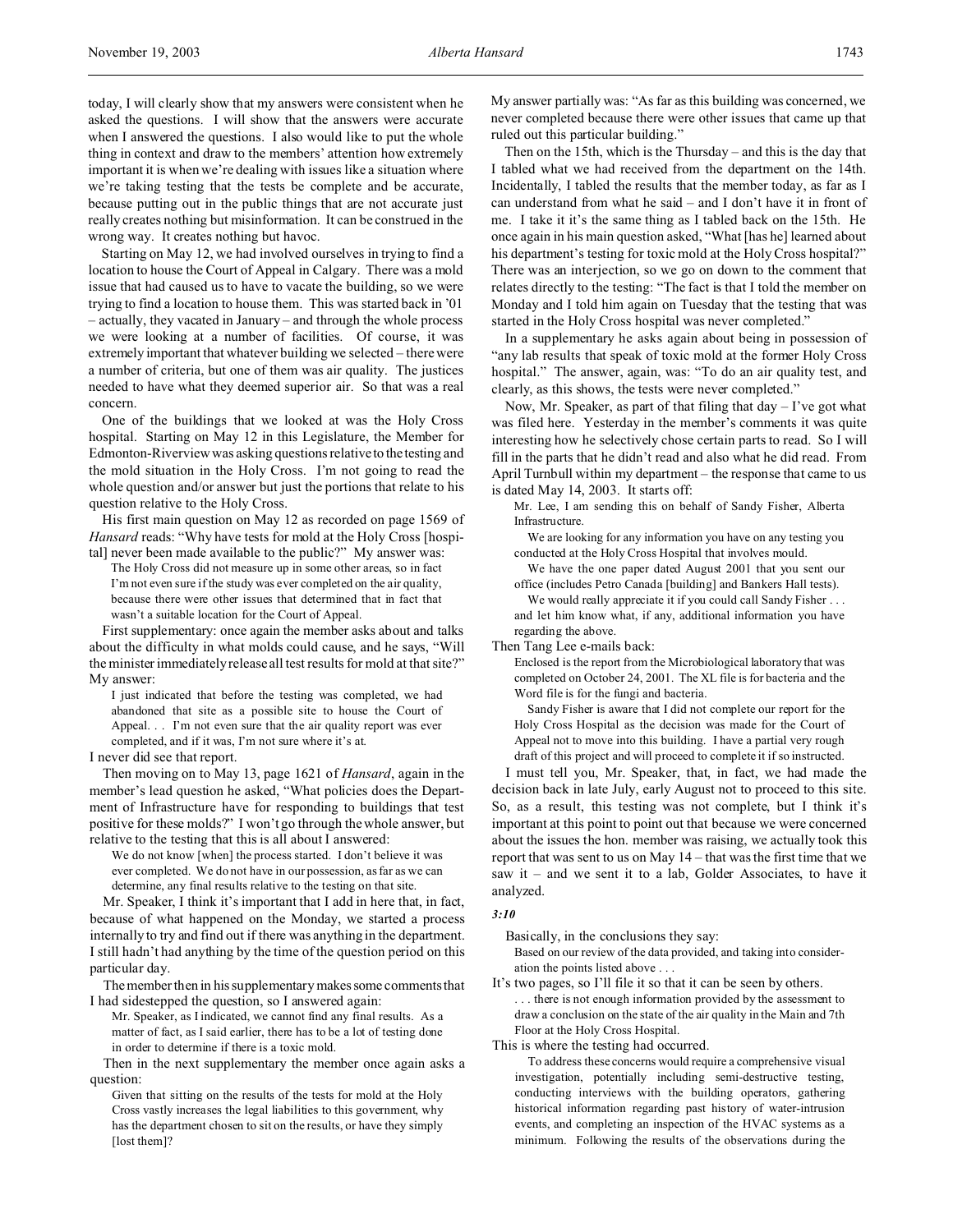today, I will clearly show that my answers were consistent when he asked the questions. I will show that the answers were accurate when I answered the questions. I also would like to put the whole thing in context and draw to the members' attention how extremely important it is when we're dealing with issues like a situation where we're taking testing that the tests be complete and be accurate, because putting out in the public things that are not accurate just really creates nothing but misinformation. It can be construed in the wrong way. It creates nothing but havoc.

Starting on May 12, we had involved ourselves in trying to find a location to house the Court of Appeal in Calgary. There was a mold issue that had caused us to have to vacate the building, so we were trying to find a location to house them. This was started back in '01 – actually, they vacated in January – and through the whole process we were looking at a number of facilities. Of course, it was extremely important that whatever building we selected – there were a number of criteria, but one of them was air quality. The justices needed to have what they deemed superior air. So that was a real concern.

One of the buildings that we looked at was the Holy Cross hospital. Starting on May 12 in this Legislature, the Member for Edmonton-Riverview was asking questions relative to the testing and the mold situation in the Holy Cross. I'm not going to read the whole question and/or answer but just the portions that relate to his question relative to the Holy Cross.

His first main question on May 12 as recorded on page 1569 of *Hansard* reads: "Why have tests for mold at the Holy Cross [hospital] never been made available to the public?" My answer was:

> The Holy Cross did not measure up in some other areas, so in fact I'm not even sure if the study was ever completed on the air quality, because there were other issues that determined that in fact that wasn't a suitable location for the Court of Appeal.

First supplementary: once again the member asks about and talks about the difficulty in what molds could cause, and he says, "Will the minister immediately release all test results for mold at that site?" My answer:

> I just indicated that before the testing was completed, we had abandoned that site as a possible site to house the Court of Appeal. . . I'm not even sure that the air quality report was ever completed, and if it was, I'm not sure where it's at.

I never did see that report.

Then moving on to May 13, page 1621 of *Hansard*, again in the member's lead question he asked, "What policies does the Department of Infrastructure have for responding to buildings that test positive for these molds?" I won't go through the whole answer, but relative to the testing that this is all about I answered:

> We do not know [when] the process started. I don't believe it was ever completed. We do not have in our possession, as far as we can determine, any final results relative to the testing on that site.

Mr. Speaker, I think it's important that I add in here that, in fact, because of what happened on the Monday, we started a process internally to try and find out if there was anything in the department. I still hadn't had anything by the time of the question period on this particular day.

The member then in his supplementary makes some comments that I had sidestepped the question, so I answered again:

> Mr. Speaker, as I indicated, we cannot find any final results. As a matter of fact, as I said earlier, there has to be a lot of testing done in order to determine if there is a toxic mold.

Then in the next supplementary the member once again asks a question:

> Given that sitting on the results of the tests for mold at the Holy Cross vastly increases the legal liabilities to this government, why has the department chosen to sit on the results, or have they simply [lost them]?

My answer partially was: "As far as this building was concerned, we never completed because there were other issues that came up that ruled out this particular building."

Then on the 15th, which is the Thursday – and this is the day that I tabled what we had received from the department on the 14th. Incidentally, I tabled the results that the member today, as far as I can understand from what he said – and I don't have it in front of me. I take it it's the same thing as I tabled back on the 15th. He once again in his main question asked, "What [has he] learned about his department's testing for toxic mold at the Holy Cross hospital?" There was an interjection, so we go on down to the comment that relates directly to the testing: "The fact is that I told the member on Monday and I told him again on Tuesday that the testing that was started in the Holy Cross hospital was never completed."

In a supplementary he asks again about being in possession of "any lab results that speak of toxic mold at the former Holy Cross hospital." The answer, again, was: "To do an air quality test, and clearly, as this shows, the tests were never completed."

Now, Mr. Speaker, as part of that filing that day – I've got what was filed here. Yesterday in the member's comments it was quite interesting how he selectively chose certain parts to read. So I will fill in the parts that he didn't read and also what he did read. From April Turnbull within my department – the response that came to us is dated May 14, 2003. It starts off:

> Mr. Lee, I am sending this on behalf of Sandy Fisher, Alberta Infrastructure.
>
> We are looking for any information you have on any testing you conducted at the Holy Cross Hospital that involves mould.
>
> We have the one paper dated August 2001 that you sent our office (includes Petro Canada [building] and Bankers Hall tests).
>
> We would really appreciate it if you could call Sandy Fisher . . . and let him know what, if any, additional information you have regarding the above.

Then Tang Lee e-mails back:

> Enclosed is the report from the Microbiological laboratory that was completed on October 24, 2001. The XL file is for bacteria and the Word file is for the fungi and bacteria.
>
> Sandy Fisher is aware that I did not complete our report for the Holy Cross Hospital as the decision was made for the Court of Appeal not to move into this building. I have a partial very rough draft of this project and will proceed to complete it if so instructed.

I must tell you, Mr. Speaker, that, in fact, we had made the decision back in late July, early August not to proceed to this site. So, as a result, this testing was not complete, but I think it's important at this point to point out that because we were concerned about the issues the hon. member was raising, we actually took this report that was sent to us on May 14 – that was the first time that we saw it – and we sent it to a lab, Golder Associates, to have it analyzed.

*3:10*

Basically, in the conclusions they say:

> Based on our review of the data provided, and taking into consideration the points listed above . . .

It's two pages, so I'll file it so that it can be seen by others.

> . . . there is not enough information provided by the assessment to draw a conclusion on the state of the air quality in the Main and 7th Floor at the Holy Cross Hospital.

This is where the testing had occurred.

> To address these concerns would require a comprehensive visual investigation, potentially including semi-destructive testing, conducting interviews with the building operators, gathering historical information regarding past history of water-intrusion events, and completing an inspection of the HVAC systems as a minimum. Following the results of the observations during the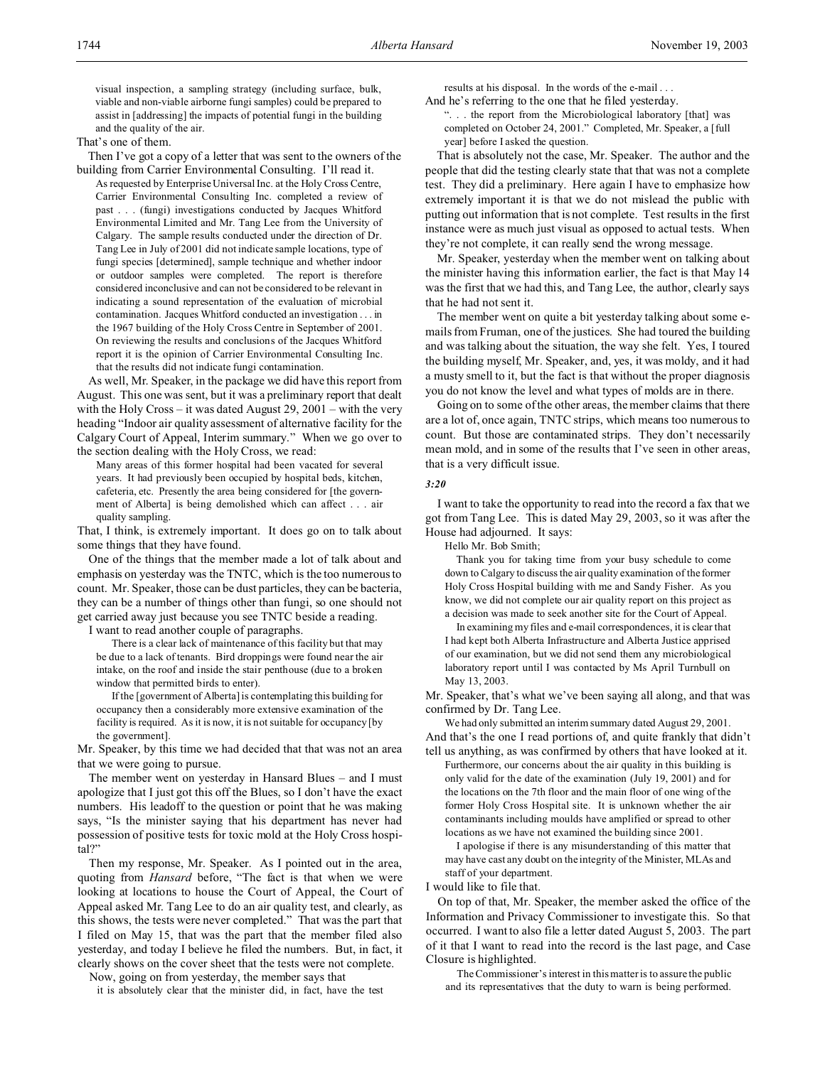visual inspection, a sampling strategy (including surface, bulk, viable and non-viable airborne fungi samples) could be prepared to assist in [addressing] the impacts of potential fungi in the building and the quality of the air.

That's one of them.

Then I've got a copy of a letter that was sent to the owners of the building from Carrier Environmental Consulting. I'll read it.

> As requested by Enterprise Universal Inc. at the Holy Cross Centre, Carrier Environmental Consulting Inc. completed a review of past . . . (fungi) investigations conducted by Jacques Whitford Environmental Limited and Mr. Tang Lee from the University of Calgary. The sample results conducted under the direction of Dr. Tang Lee in July of 2001 did not indicate sample locations, type of fungi species [determined], sample technique and whether indoor or outdoor samples were completed. The report is therefore considered inconclusive and can not be considered to be relevant in indicating a sound representation of the evaluation of microbial contamination. Jacques Whitford conducted an investigation . . . in the 1967 building of the Holy Cross Centre in September of 2001. On reviewing the results and conclusions of the Jacques Whitford report it is the opinion of Carrier Environmental Consulting Inc. that the results did not indicate fungi contamination.

As well, Mr. Speaker, in the package we did have this report from August. This one was sent, but it was a preliminary report that dealt with the Holy Cross – it was dated August 29, 2001 – with the very heading "Indoor air quality assessment of alternative facility for the Calgary Court of Appeal, Interim summary." When we go over to the section dealing with the Holy Cross, we read:

> Many areas of this former hospital had been vacated for several years. It had previously been occupied by hospital beds, kitchen, cafeteria, etc. Presently the area being considered for [the government of Alberta] is being demolished which can affect . . . air quality sampling.

That, I think, is extremely important. It does go on to talk about some things that they have found.

One of the things that the member made a lot of talk about and emphasis on yesterday was the TNTC, which is the too numerous to count. Mr. Speaker, those can be dust particles, they can be bacteria, they can be a number of things other than fungi, so one should not get carried away just because you see TNTC beside a reading.

I want to read another couple of paragraphs.

> There is a clear lack of maintenance of this facility but that may be due to a lack of tenants. Bird droppings were found near the air intake, on the roof and inside the stair penthouse (due to a broken window that permitted birds to enter).
>
> If the [government of Alberta] is contemplating this building for occupancy then a considerably more extensive examination of the facility is required. As it is now, it is not suitable for occupancy [by the government].

Mr. Speaker, by this time we had decided that that was not an area that we were going to pursue.

The member went on yesterday in Hansard Blues – and I must apologize that I just got this off the Blues, so I don't have the exact numbers. His leadoff to the question or point that he was making says, "Is the minister saying that his department has never had possession of positive tests for toxic mold at the Holy Cross hospital?"

Then my response, Mr. Speaker. As I pointed out in the area, quoting from *Hansard* before, "The fact is that when we were looking at locations to house the Court of Appeal, the Court of Appeal asked Mr. Tang Lee to do an air quality test, and clearly, as this shows, the tests were never completed." That was the part that I filed on May 15, that was the part that the member filed also yesterday, and today I believe he filed the numbers. But, in fact, it clearly shows on the cover sheet that the tests were not complete.

Now, going on from yesterday, the member says that

> it is absolutely clear that the minister did, in fact, have the test results at his disposal. In the words of the e-mail . . .

And he's referring to the one that he filed yesterday.

> ". . . the report from the Microbiological laboratory [that] was completed on October 24, 2001." Completed, Mr. Speaker, a [full year] before I asked the question.

That is absolutely not the case, Mr. Speaker. The author and the people that did the testing clearly state that that was not a complete test. They did a preliminary. Here again I have to emphasize how extremely important it is that we do not mislead the public with putting out information that is not complete. Test results in the first instance were as much just visual as opposed to actual tests. When they're not complete, it can really send the wrong message.

Mr. Speaker, yesterday when the member went on talking about the minister having this information earlier, the fact is that May 14 was the first that we had this, and Tang Lee, the author, clearly says that he had not sent it.

The member went on quite a bit yesterday talking about some e-mails from Fruman, one of the justices. She had toured the building and was talking about the situation, the way she felt. Yes, I toured the building myself, Mr. Speaker, and, yes, it was moldy, and it had a musty smell to it, but the fact is that without the proper diagnosis you do not know the level and what types of molds are in there.

Going on to some of the other areas, the member claims that there are a lot of, once again, TNTC strips, which means too numerous to count. But those are contaminated strips. They don't necessarily mean mold, and in some of the results that I've seen in other areas, that is a very difficult issue.

*3:20*

I want to take the opportunity to read into the record a fax that we got from Tang Lee. This is dated May 29, 2003, so it was after the House had adjourned. It says:

> Hello Mr. Bob Smith;
>
> Thank you for taking time from your busy schedule to come down to Calgary to discuss the air quality examination of the former Holy Cross Hospital building with me and Sandy Fisher. As you know, we did not complete our air quality report on this project as a decision was made to seek another site for the Court of Appeal.
>
> In examining my files and e-mail correspondences, it is clear that I had kept both Alberta Infrastructure and Alberta Justice apprised of our examination, but we did not send them any microbiological laboratory report until I was contacted by Ms April Turnbull on May 13, 2003.

Mr. Speaker, that's what we've been saying all along, and that was confirmed by Dr. Tang Lee.

> We had only submitted an interim summary dated August 29, 2001.

And that's the one I read portions of, and quite frankly that didn't tell us anything, as was confirmed by others that have looked at it.

> Furthermore, our concerns about the air quality in this building is only valid for the date of the examination (July 19, 2001) and for the locations on the 7th floor and the main floor of one wing of the former Holy Cross Hospital site. It is unknown whether the air contaminants including moulds have amplified or spread to other locations as we have not examined the building since 2001.
>
> I apologise if there is any misunderstanding of this matter that may have cast any doubt on the integrity of the Minister, MLAs and staff of your department.

I would like to file that.

On top of that, Mr. Speaker, the member asked the office of the Information and Privacy Commissioner to investigate this. So that occurred. I want to also file a letter dated August 5, 2003. The part of it that I want to read into the record is the last page, and Case Closure is highlighted.

> The Commissioner's interest in this matter is to assure the public and its representatives that the duty to warn is being performed.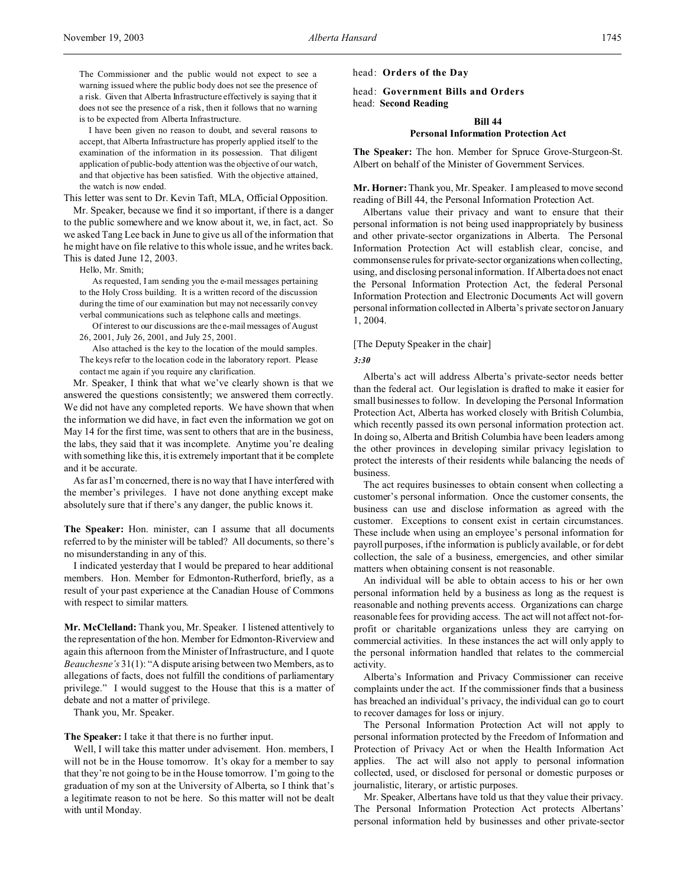The Commissioner and the public would not expect to see a warning issued where the public body does not see the presence of a risk. Given that Alberta Infrastructure effectively is saying that it does not see the presence of a risk, then it follows that no warning is to be expected from Alberta Infrastructure.

> I have been given no reason to doubt, and several reasons to accept, that Alberta Infrastructure has properly applied itself to the examination of the information in its possession. That diligent application of public-body attention was the objective of our watch, and that objective has been satisfied. With the objective attained, the watch is now ended.

This letter was sent to Dr. Kevin Taft, MLA, Official Opposition.

Mr. Speaker, because we find it so important, if there is a danger to the public somewhere and we know about it, we, in fact, act. So we asked Tang Lee back in June to give us all of the information that he might have on file relative to this whole issue, and he writes back. This is dated June 12, 2003.

> Hello, Mr. Smith;
>
> As requested, I am sending you the e-mail messages pertaining to the Holy Cross building. It is a written record of the discussion during the time of our examination but may not necessarily convey verbal communications such as telephone calls and meetings.
>
> Of interest to our discussions are the e-mail messages of August 26, 2001, July 26, 2001, and July 25, 2001.
>
> Also attached is the key to the location of the mould samples. The keys refer to the location code in the laboratory report. Please contact me again if you require any clarification.

Mr. Speaker, I think that what we've clearly shown is that we answered the questions consistently; we answered them correctly. We did not have any completed reports. We have shown that when the information we did have, in fact even the information we got on May 14 for the first time, was sent to others that are in the business, the labs, they said that it was incomplete. Anytime you're dealing with something like this, it is extremely important that it be complete and it be accurate.

As far as I'm concerned, there is no way that I have interfered with the member's privileges. I have not done anything except make absolutely sure that if there's any danger, the public knows it.

**The Speaker:** Hon. minister, can I assume that all documents referred to by the minister will be tabled? All documents, so there's no misunderstanding in any of this.

I indicated yesterday that I would be prepared to hear additional members. Hon. Member for Edmonton-Rutherford, briefly, as a result of your past experience at the Canadian House of Commons with respect to similar matters.

**Mr. McClelland:** Thank you, Mr. Speaker. I listened attentively to the representation of the hon. Member for Edmonton-Riverview and again this afternoon from the Minister of Infrastructure, and I quote *Beauchesne's* 31(1): "A dispute arising between two Members, as to allegations of facts, does not fulfill the conditions of parliamentary privilege." I would suggest to the House that this is a matter of debate and not a matter of privilege.

Thank you, Mr. Speaker.

**The Speaker:** I take it that there is no further input.

Well, I will take this matter under advisement. Hon. members, I will not be in the House tomorrow. It's okay for a member to say that they're not going to be in the House tomorrow. I'm going to the graduation of my son at the University of Alberta, so I think that's a legitimate reason to not be here. So this matter will not be dealt with until Monday.

head: **Orders of the Day**

head: **Government Bills and Orders**

head: **Second Reading**

### Bill 44
### Personal Information Protection Act

**The Speaker:** The hon. Member for Spruce Grove-Sturgeon-St. Albert on behalf of the Minister of Government Services.

**Mr. Horner:** Thank you, Mr. Speaker. I am pleased to move second reading of Bill 44, the Personal Information Protection Act.

Albertans value their privacy and want to ensure that their personal information is not being used inappropriately by business and other private-sector organizations in Alberta. The Personal Information Protection Act will establish clear, concise, and commonsense rules for private-sector organizations when collecting, using, and disclosing personal information. If Alberta does not enact the Personal Information Protection Act, the federal Personal Information Protection and Electronic Documents Act will govern personal information collected in Alberta's private sector on January 1, 2004.

[The Deputy Speaker in the chair]

*3:30*

Alberta's act will address Alberta's private-sector needs better than the federal act. Our legislation is drafted to make it easier for small businesses to follow. In developing the Personal Information Protection Act, Alberta has worked closely with British Columbia, which recently passed its own personal information protection act. In doing so, Alberta and British Columbia have been leaders among the other provinces in developing similar privacy legislation to protect the interests of their residents while balancing the needs of business.

The act requires businesses to obtain consent when collecting a customer's personal information. Once the customer consents, the business can use and disclose information as agreed with the customer. Exceptions to consent exist in certain circumstances. These include when using an employee's personal information for payroll purposes, if the information is publicly available, or for debt collection, the sale of a business, emergencies, and other similar matters when obtaining consent is not reasonable.

An individual will be able to obtain access to his or her own personal information held by a business as long as the request is reasonable and nothing prevents access. Organizations can charge reasonable fees for providing access. The act will not affect not-for-profit or charitable organizations unless they are carrying on commercial activities. In these instances the act will only apply to the personal information handled that relates to the commercial activity.

Alberta's Information and Privacy Commissioner can receive complaints under the act. If the commissioner finds that a business has breached an individual's privacy, the individual can go to court to recover damages for loss or injury.

The Personal Information Protection Act will not apply to personal information protected by the Freedom of Information and Protection of Privacy Act or when the Health Information Act applies. The act will also not apply to personal information collected, used, or disclosed for personal or domestic purposes or journalistic, literary, or artistic purposes.

Mr. Speaker, Albertans have told us that they value their privacy. The Personal Information Protection Act protects Albertans' personal information held by businesses and other private-sector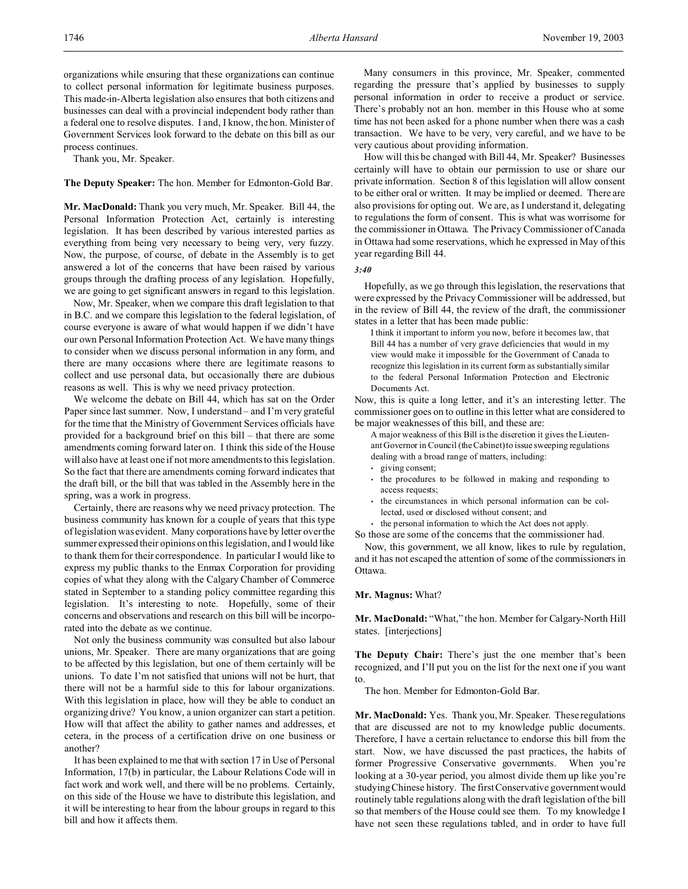organizations while ensuring that these organizations can continue to collect personal information for legitimate business purposes. This made-in-Alberta legislation also ensures that both citizens and businesses can deal with a provincial independent body rather than a federal one to resolve disputes. I and, I know, the hon. Minister of Government Services look forward to the debate on this bill as our process continues.

Thank you, Mr. Speaker.

**The Deputy Speaker:** The hon. Member for Edmonton-Gold Bar.

**Mr. MacDonald:** Thank you very much, Mr. Speaker. Bill 44, the Personal Information Protection Act, certainly is interesting legislation. It has been described by various interested parties as everything from being very necessary to being very, very fuzzy. Now, the purpose, of course, of debate in the Assembly is to get answered a lot of the concerns that have been raised by various groups through the drafting process of any legislation. Hopefully, we are going to get significant answers in regard to this legislation.

Now, Mr. Speaker, when we compare this draft legislation to that in B.C. and we compare this legislation to the federal legislation, of course everyone is aware of what would happen if we didn't have our own Personal Information Protection Act. We have many things to consider when we discuss personal information in any form, and there are many occasions where there are legitimate reasons to collect and use personal data, but occasionally there are dubious reasons as well. This is why we need privacy protection.

We welcome the debate on Bill 44, which has sat on the Order Paper since last summer. Now, I understand – and I'm very grateful for the time that the Ministry of Government Services officials have provided for a background brief on this bill – that there are some amendments coming forward later on. I think this side of the House will also have at least one if not more amendments to this legislation. So the fact that there are amendments coming forward indicates that the draft bill, or the bill that was tabled in the Assembly here in the spring, was a work in progress.

Certainly, there are reasons why we need privacy protection. The business community has known for a couple of years that this type of legislation was evident. Many corporations have by letter over the summer expressed their opinions on this legislation, and I would like to thank them for their correspondence. In particular I would like to express my public thanks to the Enmax Corporation for providing copies of what they along with the Calgary Chamber of Commerce stated in September to a standing policy committee regarding this legislation. It's interesting to note. Hopefully, some of their concerns and observations and research on this bill will be incorporated into the debate as we continue.

Not only the business community was consulted but also labour unions, Mr. Speaker. There are many organizations that are going to be affected by this legislation, but one of them certainly will be unions. To date I'm not satisfied that unions will not be hurt, that there will not be a harmful side to this for labour organizations. With this legislation in place, how will they be able to conduct an organizing drive? You know, a union organizer can start a petition. How will that affect the ability to gather names and addresses, et cetera, in the process of a certification drive on one business or another?

It has been explained to me that with section 17 in Use of Personal Information, 17(b) in particular, the Labour Relations Code will in fact work and work well, and there will be no problems. Certainly, on this side of the House we have to distribute this legislation, and it will be interesting to hear from the labour groups in regard to this bill and how it affects them.

Many consumers in this province, Mr. Speaker, commented regarding the pressure that's applied by businesses to supply personal information in order to receive a product or service. There's probably not an hon. member in this House who at some time has not been asked for a phone number when there was a cash transaction. We have to be very, very careful, and we have to be very cautious about providing information.

How will this be changed with Bill 44, Mr. Speaker? Businesses certainly will have to obtain our permission to use or share our private information. Section 8 of this legislation will allow consent to be either oral or written. It may be implied or deemed. There are also provisions for opting out. We are, as I understand it, delegating to regulations the form of consent. This is what was worrisome for the commissioner in Ottawa. The Privacy Commissioner of Canada in Ottawa had some reservations, which he expressed in May of this year regarding Bill 44.

*3:40*

Hopefully, as we go through this legislation, the reservations that were expressed by the Privacy Commissioner will be addressed, but in the review of Bill 44, the review of the draft, the commissioner states in a letter that has been made public:

> I think it important to inform you now, before it becomes law, that Bill 44 has a number of very grave deficiencies that would in my view would make it impossible for the Government of Canada to recognize this legislation in its current form as substantially similar to the federal Personal Information Protection and Electronic Documents Act.

Now, this is quite a long letter, and it's an interesting letter. The commissioner goes on to outline in this letter what are considered to be major weaknesses of this bill, and these are:

> A major weakness of this Bill is the discretion it gives the Lieutenant Governor in Council (the Cabinet) to issue sweeping regulations dealing with a broad range of matters, including:
> - giving consent;
> - the procedures to be followed in making and responding to access requests;
> - the circumstances in which personal information can be collected, used or disclosed without consent; and
> - the personal information to which the Act does not apply.

So those are some of the concerns that the commissioner had.

Now, this government, we all know, likes to rule by regulation, and it has not escaped the attention of some of the commissioners in Ottawa.

**Mr. Magnus:** What?

**Mr. MacDonald:** "What," the hon. Member for Calgary-North Hill states. [interjections]

**The Deputy Chair:** There's just the one member that's been recognized, and I'll put you on the list for the next one if you want to.

The hon. Member for Edmonton-Gold Bar.

**Mr. MacDonald:** Yes. Thank you, Mr. Speaker. These regulations that are discussed are not to my knowledge public documents. Therefore, I have a certain reluctance to endorse this bill from the start. Now, we have discussed the past practices, the habits of former Progressive Conservative governments. When you're looking at a 30-year period, you almost divide them up like you're studying Chinese history. The first Conservative government would routinely table regulations along with the draft legislation of the bill so that members of the House could see them. To my knowledge I have not seen these regulations tabled, and in order to have full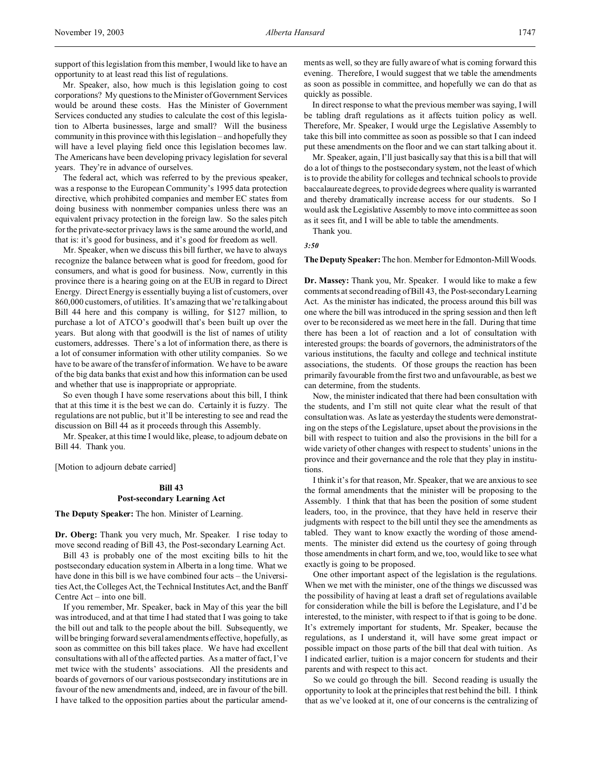support of this legislation from this member, I would like to have an opportunity to at least read this list of regulations.

Mr. Speaker, also, how much is this legislation going to cost corporations? My questions to the Minister of Government Services would be around these costs. Has the Minister of Government Services conducted any studies to calculate the cost of this legislation to Alberta businesses, large and small? Will the business community in this province with this legislation – and hopefully they will have a level playing field once this legislation becomes law. The Americans have been developing privacy legislation for several years. They're in advance of ourselves.

The federal act, which was referred to by the previous speaker, was a response to the European Community's 1995 data protection directive, which prohibited companies and member EC states from doing business with nonmember companies unless there was an equivalent privacy protection in the foreign law. So the sales pitch for the private-sector privacy laws is the same around the world, and that is: it's good for business, and it's good for freedom as well.

Mr. Speaker, when we discuss this bill further, we have to always recognize the balance between what is good for freedom, good for consumers, and what is good for business. Now, currently in this province there is a hearing going on at the EUB in regard to Direct Energy. Direct Energy is essentially buying a list of customers, over 860,000 customers, of utilities. It's amazing that we're talking about Bill 44 here and this company is willing, for $127 million, to purchase a lot of ATCO's goodwill that's been built up over the years. But along with that goodwill is the list of names of utility customers, addresses. There's a lot of information there, as there is a lot of consumer information with other utility companies. So we have to be aware of the transfer of information. We have to be aware of the big data banks that exist and how this information can be used and whether that use is inappropriate or appropriate.

So even though I have some reservations about this bill, I think that at this time it is the best we can do. Certainly it is fuzzy. The regulations are not public, but it'll be interesting to see and read the discussion on Bill 44 as it proceeds through this Assembly.

Mr. Speaker, at this time I would like, please, to adjourn debate on Bill 44. Thank you.

[Motion to adjourn debate carried]

## Bill 43
## Post-secondary Learning Act

**The Deputy Speaker:** The hon. Minister of Learning.

**Dr. Oberg:** Thank you very much, Mr. Speaker. I rise today to move second reading of Bill 43, the Post-secondary Learning Act.

Bill 43 is probably one of the most exciting bills to hit the postsecondary education system in Alberta in a long time. What we have done in this bill is we have combined four acts – the Universities Act, the Colleges Act, the Technical Institutes Act, and the Banff Centre Act – into one bill.

If you remember, Mr. Speaker, back in May of this year the bill was introduced, and at that time I had stated that I was going to take the bill out and talk to the people about the bill. Subsequently, we will be bringing forward several amendments effective, hopefully, as soon as committee on this bill takes place. We have had excellent consultations with all of the affected parties. As a matter of fact, I've met twice with the students' associations. All the presidents and boards of governors of our various postsecondary institutions are in favour of the new amendments and, indeed, are in favour of the bill. I have talked to the opposition parties about the particular amendments as well, so they are fully aware of what is coming forward this evening. Therefore, I would suggest that we table the amendments as soon as possible in committee, and hopefully we can do that as quickly as possible.

In direct response to what the previous member was saying, I will be tabling draft regulations as it affects tuition policy as well. Therefore, Mr. Speaker, I would urge the Legislative Assembly to take this bill into committee as soon as possible so that I can indeed put these amendments on the floor and we can start talking about it.

Mr. Speaker, again, I'll just basically say that this is a bill that will do a lot of things to the postsecondary system, not the least of which is to provide the ability for colleges and technical schools to provide baccalaureate degrees, to provide degrees where quality is warranted and thereby dramatically increase access for our students. So I would ask the Legislative Assembly to move into committee as soon as it sees fit, and I will be able to table the amendments.

Thank you.

*3:50*

**The Deputy Speaker:** The hon. Member for Edmonton-Mill Woods.

**Dr. Massey:** Thank you, Mr. Speaker. I would like to make a few comments at second reading of Bill 43, the Post-secondary Learning Act. As the minister has indicated, the process around this bill was one where the bill was introduced in the spring session and then left over to be reconsidered as we meet here in the fall. During that time there has been a lot of reaction and a lot of consultation with interested groups: the boards of governors, the administrators of the various institutions, the faculty and college and technical institute associations, the students. Of those groups the reaction has been primarily favourable from the first two and unfavourable, as best we can determine, from the students.

Now, the minister indicated that there had been consultation with the students, and I'm still not quite clear what the result of that consultation was. As late as yesterday the students were demonstrating on the steps of the Legislature, upset about the provisions in the bill with respect to tuition and also the provisions in the bill for a wide variety of other changes with respect to students' unions in the province and their governance and the role that they play in institutions.

I think it's for that reason, Mr. Speaker, that we are anxious to see the formal amendments that the minister will be proposing to the Assembly. I think that that has been the position of some student leaders, too, in the province, that they have held in reserve their judgments with respect to the bill until they see the amendments as tabled. They want to know exactly the wording of those amendments. The minister did extend us the courtesy of going through those amendments in chart form, and we, too, would like to see what exactly is going to be proposed.

One other important aspect of the legislation is the regulations. When we met with the minister, one of the things we discussed was the possibility of having at least a draft set of regulations available for consideration while the bill is before the Legislature, and I'd be interested, to the minister, with respect to if that is going to be done. It's extremely important for students, Mr. Speaker, because the regulations, as I understand it, will have some great impact or possible impact on those parts of the bill that deal with tuition. As I indicated earlier, tuition is a major concern for students and their parents and with respect to this act.

So we could go through the bill. Second reading is usually the opportunity to look at the principles that rest behind the bill. I think that as we've looked at it, one of our concerns is the centralizing of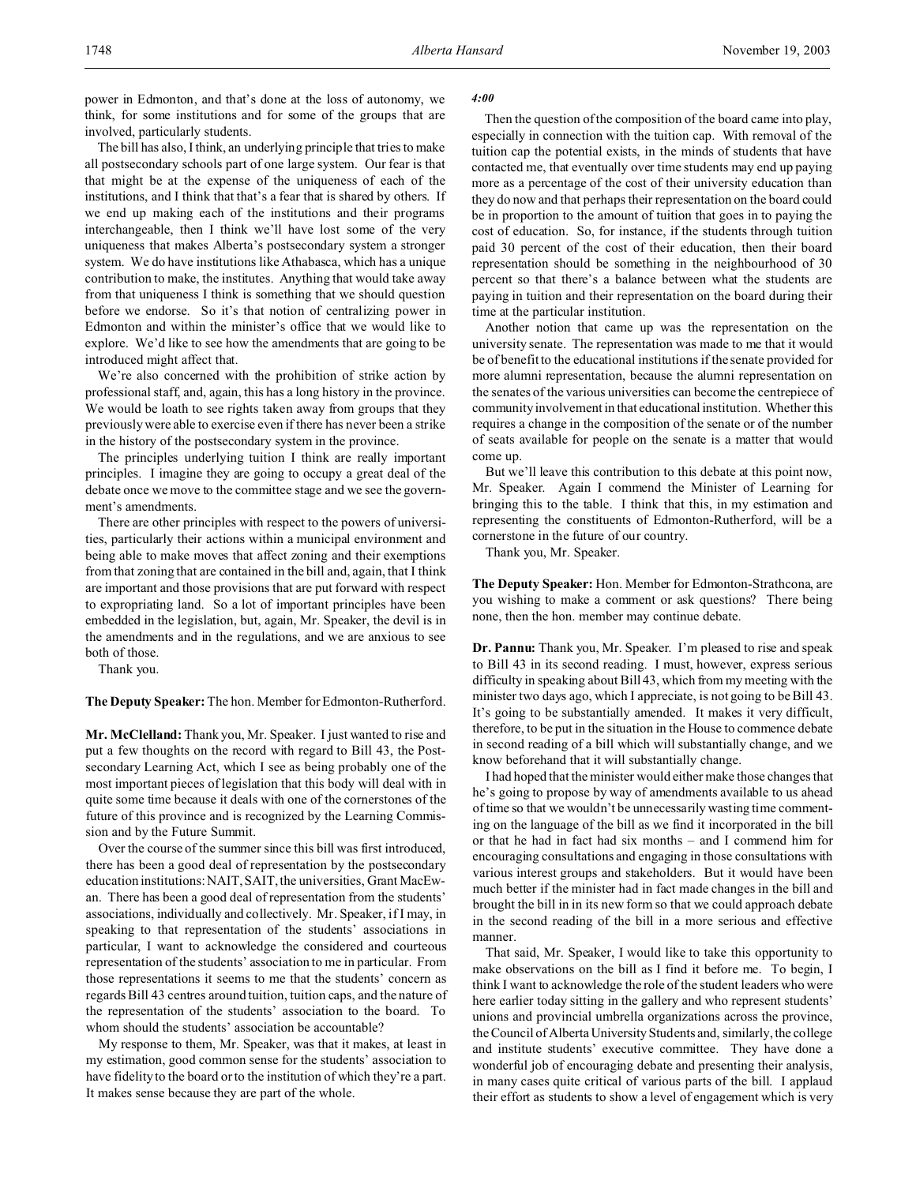power in Edmonton, and that's done at the loss of autonomy, we think, for some institutions and for some of the groups that are involved, particularly students.

The bill has also, I think, an underlying principle that tries to make all postsecondary schools part of one large system. Our fear is that that might be at the expense of the uniqueness of each of the institutions, and I think that that's a fear that is shared by others. If we end up making each of the institutions and their programs interchangeable, then I think we'll have lost some of the very uniqueness that makes Alberta's postsecondary system a stronger system. We do have institutions like Athabasca, which has a unique contribution to make, the institutes. Anything that would take away from that uniqueness I think is something that we should question before we endorse. So it's that notion of centralizing power in Edmonton and within the minister's office that we would like to explore. We'd like to see how the amendments that are going to be introduced might affect that.

We're also concerned with the prohibition of strike action by professional staff, and, again, this has a long history in the province. We would be loath to see rights taken away from groups that they previously were able to exercise even if there has never been a strike in the history of the postsecondary system in the province.

The principles underlying tuition I think are really important principles. I imagine they are going to occupy a great deal of the debate once we move to the committee stage and we see the government's amendments.

There are other principles with respect to the powers of universities, particularly their actions within a municipal environment and being able to make moves that affect zoning and their exemptions from that zoning that are contained in the bill and, again, that I think are important and those provisions that are put forward with respect to expropriating land. So a lot of important principles have been embedded in the legislation, but, again, Mr. Speaker, the devil is in the amendments and in the regulations, and we are anxious to see both of those.

Thank you.

**The Deputy Speaker:** The hon. Member for Edmonton-Rutherford.

**Mr. McClelland:** Thank you, Mr. Speaker. I just wanted to rise and put a few thoughts on the record with regard to Bill 43, the Post-secondary Learning Act, which I see as being probably one of the most important pieces of legislation that this body will deal with in quite some time because it deals with one of the cornerstones of the future of this province and is recognized by the Learning Commission and by the Future Summit.

Over the course of the summer since this bill was first introduced, there has been a good deal of representation by the postsecondary education institutions: NAIT, SAIT, the universities, Grant MacEwan. There has been a good deal of representation from the students' associations, individually and collectively. Mr. Speaker, if I may, in speaking to that representation of the students' associations in particular, I want to acknowledge the considered and courteous representation of the students' association to me in particular. From those representations it seems to me that the students' concern as regards Bill 43 centres around tuition, tuition caps, and the nature of the representation of the students' association to the board. To whom should the students' association be accountable?

My response to them, Mr. Speaker, was that it makes, at least in my estimation, good common sense for the students' association to have fidelity to the board or to the institution of which they're a part. It makes sense because they are part of the whole.

*4:00*

Then the question of the composition of the board came into play, especially in connection with the tuition cap. With removal of the tuition cap the potential exists, in the minds of students that have contacted me, that eventually over time students may end up paying more as a percentage of the cost of their university education than they do now and that perhaps their representation on the board could be in proportion to the amount of tuition that goes in to paying the cost of education. So, for instance, if the students through tuition paid 30 percent of the cost of their education, then their board representation should be something in the neighbourhood of 30 percent so that there's a balance between what the students are paying in tuition and their representation on the board during their time at the particular institution.

Another notion that came up was the representation on the university senate. The representation was made to me that it would be of benefit to the educational institutions if the senate provided for more alumni representation, because the alumni representation on the senates of the various universities can become the centrepiece of community involvement in that educational institution. Whether this requires a change in the composition of the senate or of the number of seats available for people on the senate is a matter that would come up.

But we'll leave this contribution to this debate at this point now, Mr. Speaker. Again I commend the Minister of Learning for bringing this to the table. I think that this, in my estimation and representing the constituents of Edmonton-Rutherford, will be a cornerstone in the future of our country.

Thank you, Mr. Speaker.

**The Deputy Speaker:** Hon. Member for Edmonton-Strathcona, are you wishing to make a comment or ask questions? There being none, then the hon. member may continue debate.

**Dr. Pannu:** Thank you, Mr. Speaker. I'm pleased to rise and speak to Bill 43 in its second reading. I must, however, express serious difficulty in speaking about Bill 43, which from my meeting with the minister two days ago, which I appreciate, is not going to be Bill 43. It's going to be substantially amended. It makes it very difficult, therefore, to be put in the situation in the House to commence debate in second reading of a bill which will substantially change, and we know beforehand that it will substantially change.

I had hoped that the minister would either make those changes that he's going to propose by way of amendments available to us ahead of time so that we wouldn't be unnecessarily wasting time commenting on the language of the bill as we find it incorporated in the bill or that he had in fact had six months – and I commend him for encouraging consultations and engaging in those consultations with various interest groups and stakeholders. But it would have been much better if the minister had in fact made changes in the bill and brought the bill in in its new form so that we could approach debate in the second reading of the bill in a more serious and effective manner.

That said, Mr. Speaker, I would like to take this opportunity to make observations on the bill as I find it before me. To begin, I think I want to acknowledge the role of the student leaders who were here earlier today sitting in the gallery and who represent students' unions and provincial umbrella organizations across the province, the Council of Alberta University Students and, similarly, the college and institute students' executive committee. They have done a wonderful job of encouraging debate and presenting their analysis, in many cases quite critical of various parts of the bill. I applaud their effort as students to show a level of engagement which is very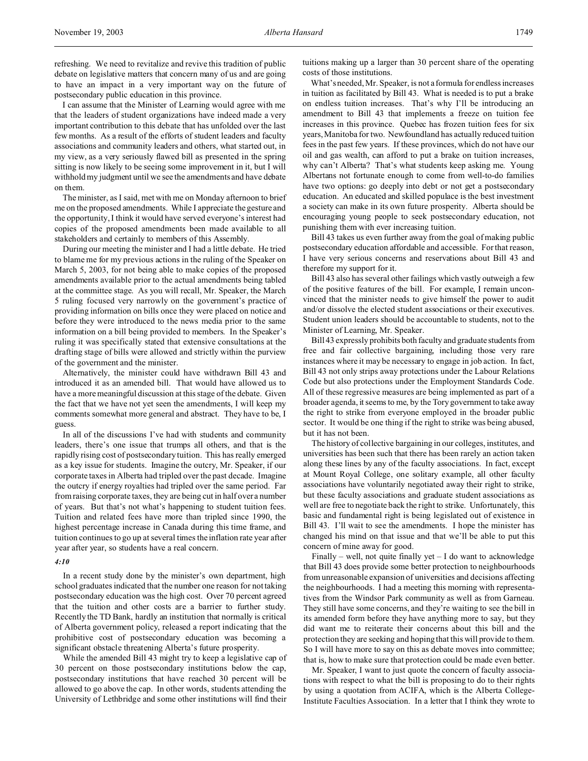refreshing. We need to revitalize and revive this tradition of public debate on legislative matters that concern many of us and are going to have an impact in a very important way on the future of postsecondary public education in this province.

I can assume that the Minister of Learning would agree with me that the leaders of student organizations have indeed made a very important contribution to this debate that has unfolded over the last few months. As a result of the efforts of student leaders and faculty associations and community leaders and others, what started out, in my view, as a very seriously flawed bill as presented in the spring sitting is now likely to be seeing some improvement in it, but I will withhold my judgment until we see the amendments and have debate on them.

The minister, as I said, met with me on Monday afternoon to brief me on the proposed amendments. While I appreciate the gesture and the opportunity, I think it would have served everyone's interest had copies of the proposed amendments been made available to all stakeholders and certainly to members of this Assembly.

During our meeting the minister and I had a little debate. He tried to blame me for my previous actions in the ruling of the Speaker on March 5, 2003, for not being able to make copies of the proposed amendments available prior to the actual amendments being tabled at the committee stage. As you will recall, Mr. Speaker, the March 5 ruling focused very narrowly on the government's practice of providing information on bills once they were placed on notice and before they were introduced to the news media prior to the same information on a bill being provided to members. In the Speaker's ruling it was specifically stated that extensive consultations at the drafting stage of bills were allowed and strictly within the purview of the government and the minister.

Alternatively, the minister could have withdrawn Bill 43 and introduced it as an amended bill. That would have allowed us to have a more meaningful discussion at this stage of the debate. Given the fact that we have not yet seen the amendments, I will keep my comments somewhat more general and abstract. They have to be, I guess.

In all of the discussions I've had with students and community leaders, there's one issue that trumps all others, and that is the rapidly rising cost of postsecondary tuition. This has really emerged as a key issue for students. Imagine the outcry, Mr. Speaker, if our corporate taxes in Alberta had tripled over the past decade. Imagine the outcry if energy royalties had tripled over the same period. Far from raising corporate taxes, they are being cut in half over a number of years. But that's not what's happening to student tuition fees. Tuition and related fees have more than tripled since 1990, the highest percentage increase in Canada during this time frame, and tuition continues to go up at several times the inflation rate year after year after year, so students have a real concern.

*4:10*

In a recent study done by the minister's own department, high school graduates indicated that the number one reason for not taking postsecondary education was the high cost. Over 70 percent agreed that the tuition and other costs are a barrier to further study. Recently the TD Bank, hardly an institution that normally is critical of Alberta government policy, released a report indicating that the prohibitive cost of postsecondary education was becoming a significant obstacle threatening Alberta's future prosperity.

While the amended Bill 43 might try to keep a legislative cap of 30 percent on those postsecondary institutions below the cap, postsecondary institutions that have reached 30 percent will be allowed to go above the cap. In other words, students attending the University of Lethbridge and some other institutions will find their tuitions making up a larger than 30 percent share of the operating costs of those institutions.

What's needed, Mr. Speaker, is not a formula for endless increases in tuition as facilitated by Bill 43. What is needed is to put a brake on endless tuition increases. That's why I'll be introducing an amendment to Bill 43 that implements a freeze on tuition fee increases in this province. Quebec has frozen tuition fees for six years, Manitoba for two. Newfoundland has actually reduced tuition fees in the past few years. If these provinces, which do not have our oil and gas wealth, can afford to put a brake on tuition increases, why can't Alberta? That's what students keep asking me. Young Albertans not fortunate enough to come from well-to-do families have two options: go deeply into debt or not get a postsecondary education. An educated and skilled populace is the best investment a society can make in its own future prosperity. Alberta should be encouraging young people to seek postsecondary education, not punishing them with ever increasing tuition.

Bill 43 takes us even further away from the goal of making public postsecondary education affordable and accessible. For that reason, I have very serious concerns and reservations about Bill 43 and therefore my support for it.

Bill 43 also has several other failings which vastly outweigh a few of the positive features of the bill. For example, I remain unconvinced that the minister needs to give himself the power to audit and/or dissolve the elected student associations or their executives. Student union leaders should be accountable to students, not to the Minister of Learning, Mr. Speaker.

Bill 43 expressly prohibits both faculty and graduate students from free and fair collective bargaining, including those very rare instances where it may be necessary to engage in job action. In fact, Bill 43 not only strips away protections under the Labour Relations Code but also protections under the Employment Standards Code. All of these regressive measures are being implemented as part of a broader agenda, it seems to me, by the Tory government to take away the right to strike from everyone employed in the broader public sector. It would be one thing if the right to strike was being abused, but it has not been.

The history of collective bargaining in our colleges, institutes, and universities has been such that there has been rarely an action taken along these lines by any of the faculty associations. In fact, except at Mount Royal College, one solitary example, all other faculty associations have voluntarily negotiated away their right to strike, but these faculty associations and graduate student associations as well are free to negotiate back the right to strike. Unfortunately, this basic and fundamental right is being legislated out of existence in Bill 43. I'll wait to see the amendments. I hope the minister has changed his mind on that issue and that we'll be able to put this concern of mine away for good.

Finally – well, not quite finally yet – I do want to acknowledge that Bill 43 does provide some better protection to neighbourhoods from unreasonable expansion of universities and decisions affecting the neighbourhoods. I had a meeting this morning with representatives from the Windsor Park community as well as from Garneau. They still have some concerns, and they're waiting to see the bill in its amended form before they have anything more to say, but they did want me to reiterate their concerns about this bill and the protection they are seeking and hoping that this will provide to them. So I will have more to say on this as debate moves into committee; that is, how to make sure that protection could be made even better.

Mr. Speaker, I want to just quote the concern of faculty associations with respect to what the bill is proposing to do to their rights by using a quotation from ACIFA, which is the Alberta College-Institute Faculties Association. In a letter that I think they wrote to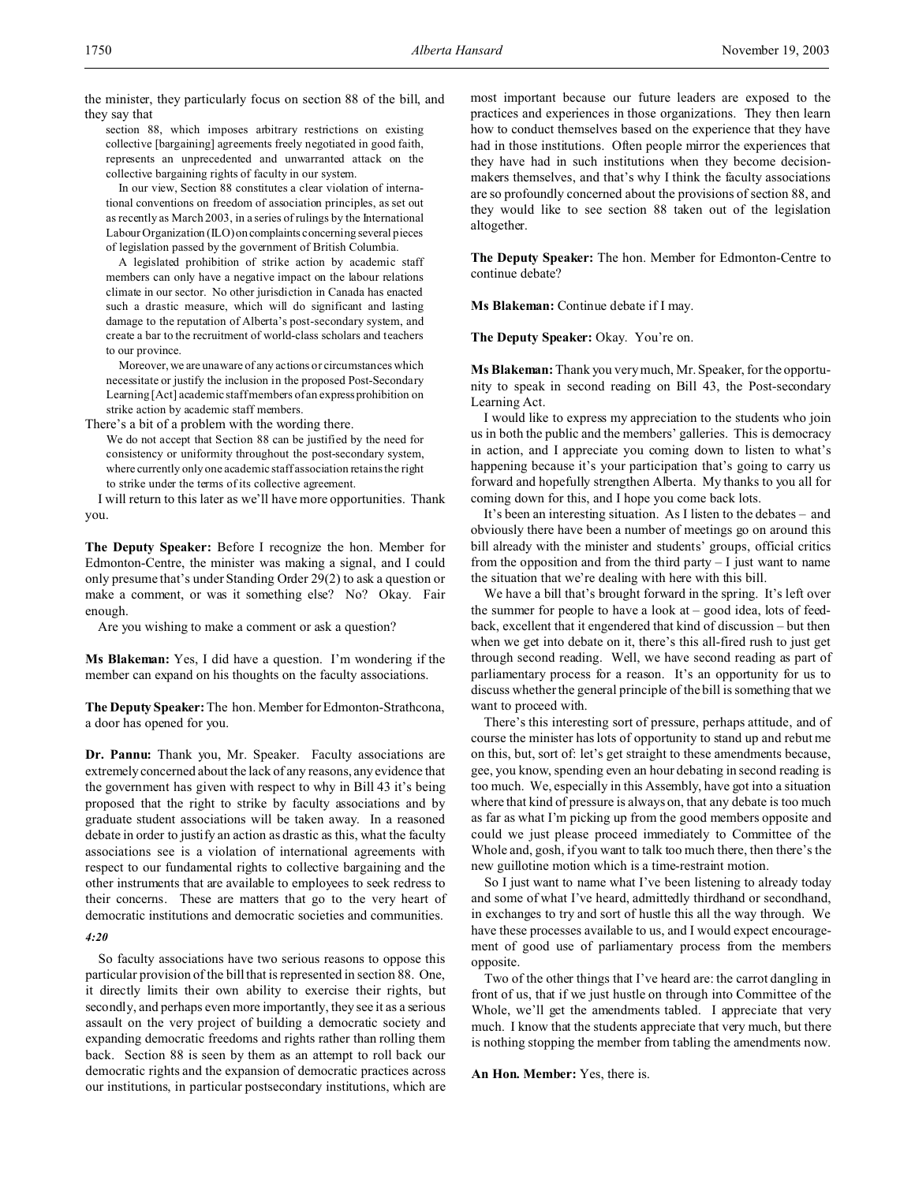the minister, they particularly focus on section 88 of the bill, and they say that

> section 88, which imposes arbitrary restrictions on existing collective [bargaining] agreements freely negotiated in good faith, represents an unprecedented and unwarranted attack on the collective bargaining rights of faculty in our system.
>
> In our view, Section 88 constitutes a clear violation of international conventions on freedom of association principles, as set out as recently as March 2003, in a series of rulings by the International Labour Organization (ILO) on complaints concerning several pieces of legislation passed by the government of British Columbia.
>
> A legislated prohibition of strike action by academic staff members can only have a negative impact on the labour relations climate in our sector. No other jurisdiction in Canada has enacted such a drastic measure, which will do significant and lasting damage to the reputation of Alberta's post-secondary system, and create a bar to the recruitment of world-class scholars and teachers to our province.
>
> Moreover, we are unaware of any actions or circumstances which necessitate or justify the inclusion in the proposed Post-Secondary Learning [Act] academic staff members of an express prohibition on strike action by academic staff members.

There's a bit of a problem with the wording there.

> We do not accept that Section 88 can be justified by the need for consistency or uniformity throughout the post-secondary system, where currently only one academic staff association retains the right to strike under the terms of its collective agreement.

I will return to this later as we'll have more opportunities. Thank you.

**The Deputy Speaker:** Before I recognize the hon. Member for Edmonton-Centre, the minister was making a signal, and I could only presume that's under Standing Order 29(2) to ask a question or make a comment, or was it something else? No? Okay. Fair enough.

Are you wishing to make a comment or ask a question?

**Ms Blakeman:** Yes, I did have a question. I'm wondering if the member can expand on his thoughts on the faculty associations.

**The Deputy Speaker:** The hon. Member for Edmonton-Strathcona, a door has opened for you.

**Dr. Pannu:** Thank you, Mr. Speaker. Faculty associations are extremely concerned about the lack of any reasons, any evidence that the government has given with respect to why in Bill 43 it's being proposed that the right to strike by faculty associations and by graduate student associations will be taken away. In a reasoned debate in order to justify an action as drastic as this, what the faculty associations see is a violation of international agreements with respect to our fundamental rights to collective bargaining and the other instruments that are available to employees to seek redress to their concerns. These are matters that go to the very heart of democratic institutions and democratic societies and communities.

*4:20*

So faculty associations have two serious reasons to oppose this particular provision of the bill that is represented in section 88. One, it directly limits their own ability to exercise their rights, but secondly, and perhaps even more importantly, they see it as a serious assault on the very project of building a democratic society and expanding democratic freedoms and rights rather than rolling them back. Section 88 is seen by them as an attempt to roll back our democratic rights and the expansion of democratic practices across our institutions, in particular postsecondary institutions, which are most important because our future leaders are exposed to the practices and experiences in those organizations. They then learn how to conduct themselves based on the experience that they have had in those institutions. Often people mirror the experiences that they have had in such institutions when they become decision-makers themselves, and that's why I think the faculty associations are so profoundly concerned about the provisions of section 88, and they would like to see section 88 taken out of the legislation altogether.

**The Deputy Speaker:** The hon. Member for Edmonton-Centre to continue debate?

**Ms Blakeman:** Continue debate if I may.

**The Deputy Speaker:** Okay. You're on.

**Ms Blakeman:** Thank you very much, Mr. Speaker, for the opportunity to speak in second reading on Bill 43, the Post-secondary Learning Act.

I would like to express my appreciation to the students who join us in both the public and the members' galleries. This is democracy in action, and I appreciate you coming down to listen to what's happening because it's your participation that's going to carry us forward and hopefully strengthen Alberta. My thanks to you all for coming down for this, and I hope you come back lots.

It's been an interesting situation. As I listen to the debates – and obviously there have been a number of meetings go on around this bill already with the minister and students' groups, official critics from the opposition and from the third party – I just want to name the situation that we're dealing with here with this bill.

We have a bill that's brought forward in the spring. It's left over the summer for people to have a look at – good idea, lots of feedback, excellent that it engendered that kind of discussion – but then when we get into debate on it, there's this all-fired rush to just get through second reading. Well, we have second reading as part of parliamentary process for a reason. It's an opportunity for us to discuss whether the general principle of the bill is something that we want to proceed with.

There's this interesting sort of pressure, perhaps attitude, and of course the minister has lots of opportunity to stand up and rebut me on this, but, sort of: let's get straight to these amendments because, gee, you know, spending even an hour debating in second reading is too much. We, especially in this Assembly, have got into a situation where that kind of pressure is always on, that any debate is too much as far as what I'm picking up from the good members opposite and could we just please proceed immediately to Committee of the Whole and, gosh, if you want to talk too much there, then there's the new guillotine motion which is a time-restraint motion.

So I just want to name what I've been listening to already today and some of what I've heard, admittedly thirdhand or secondhand, in exchanges to try and sort of hustle this all the way through. We have these processes available to us, and I would expect encouragement of good use of parliamentary process from the members opposite.

Two of the other things that I've heard are: the carrot dangling in front of us, that if we just hustle on through into Committee of the Whole, we'll get the amendments tabled. I appreciate that very much. I know that the students appreciate that very much, but there is nothing stopping the member from tabling the amendments now.

**An Hon. Member:** Yes, there is.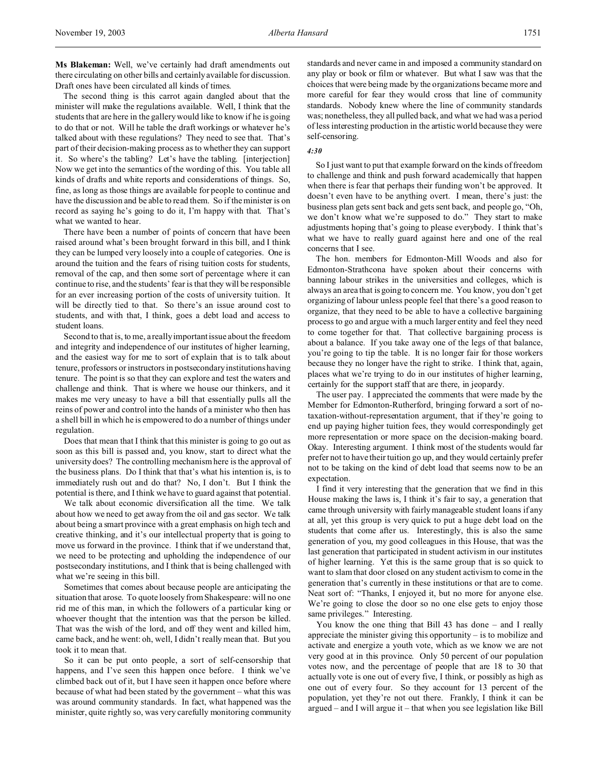**Ms Blakeman:** Well, we've certainly had draft amendments out there circulating on other bills and certainly available for discussion. Draft ones have been circulated all kinds of times.

The second thing is this carrot again dangled about that the minister will make the regulations available. Well, I think that the students that are here in the gallery would like to know if he is going to do that or not. Will he table the draft workings or whatever he's talked about with these regulations? They need to see that. That's part of their decision-making process as to whether they can support it. So where's the tabling? Let's have the tabling. [interjection] Now we get into the semantics of the wording of this. You table all kinds of drafts and white reports and considerations of things. So, fine, as long as those things are available for people to continue and have the discussion and be able to read them. So if the minister is on record as saying he's going to do it, I'm happy with that. That's what we wanted to hear.

There have been a number of points of concern that have been raised around what's been brought forward in this bill, and I think they can be lumped very loosely into a couple of categories. One is around the tuition and the fears of rising tuition costs for students, removal of the cap, and then some sort of percentage where it can continue to rise, and the students' fear is that they will be responsible for an ever increasing portion of the costs of university tuition. It will be directly tied to that. So there's an issue around cost to students, and with that, I think, goes a debt load and access to student loans.

Second to that is, to me, a really important issue about the freedom and integrity and independence of our institutes of higher learning, and the easiest way for me to sort of explain that is to talk about tenure, professors or instructors in postsecondary institutions having tenure. The point is so that they can explore and test the waters and challenge and think. That is where we house our thinkers, and it makes me very uneasy to have a bill that essentially pulls all the reins of power and control into the hands of a minister who then has a shell bill in which he is empowered to do a number of things under regulation.

Does that mean that I think that this minister is going to go out as soon as this bill is passed and, you know, start to direct what the university does? The controlling mechanism here is the approval of the business plans. Do I think that that's what his intention is, is to immediately rush out and do that? No, I don't. But I think the potential is there, and I think we have to guard against that potential.

We talk about economic diversification all the time. We talk about how we need to get away from the oil and gas sector. We talk about being a smart province with a great emphasis on high tech and creative thinking, and it's our intellectual property that is going to move us forward in the province. I think that if we understand that, we need to be protecting and upholding the independence of our postsecondary institutions, and I think that is being challenged with what we're seeing in this bill.

Sometimes that comes about because people are anticipating the situation that arose. To quote loosely from Shakespeare: will no one rid me of this man, in which the followers of a particular king or whoever thought that the intention was that the person be killed. That was the wish of the lord, and off they went and killed him, came back, and he went: oh, well, I didn't really mean that. But you took it to mean that.

So it can be put onto people, a sort of self-censorship that happens, and I've seen this happen once before. I think we've climbed back out of it, but I have seen it happen once before where because of what had been stated by the government – what this was was around community standards. In fact, what happened was the minister, quite rightly so, was very carefully monitoring community standards and never came in and imposed a community standard on any play or book or film or whatever. But what I saw was that the choices that were being made by the organizations became more and more careful for fear they would cross that line of community standards. Nobody knew where the line of community standards was; nonetheless, they all pulled back, and what we had was a period of less interesting production in the artistic world because they were self-censoring.

*4:30*

So I just want to put that example forward on the kinds of freedom to challenge and think and push forward academically that happen when there is fear that perhaps their funding won't be approved. It doesn't even have to be anything overt. I mean, there's just: the business plan gets sent back and gets sent back, and people go, "Oh, we don't know what we're supposed to do." They start to make adjustments hoping that's going to please everybody. I think that's what we have to really guard against here and one of the real concerns that I see.

The hon. members for Edmonton-Mill Woods and also for Edmonton-Strathcona have spoken about their concerns with banning labour strikes in the universities and colleges, which is always an area that is going to concern me. You know, you don't get organizing of labour unless people feel that there's a good reason to organize, that they need to be able to have a collective bargaining process to go and argue with a much larger entity and feel they need to come together for that. That collective bargaining process is about a balance. If you take away one of the legs of that balance, you're going to tip the table. It is no longer fair for those workers because they no longer have the right to strike. I think that, again, places what we're trying to do in our institutes of higher learning, certainly for the support staff that are there, in jeopardy.

The user pay. I appreciated the comments that were made by the Member for Edmonton-Rutherford, bringing forward a sort of no-taxation-without-representation argument, that if they're going to end up paying higher tuition fees, they would correspondingly get more representation or more space on the decision-making board. Okay. Interesting argument. I think most of the students would far prefer not to have their tuition go up, and they would certainly prefer not to be taking on the kind of debt load that seems now to be an expectation.

I find it very interesting that the generation that we find in this House making the laws is, I think it's fair to say, a generation that came through university with fairly manageable student loans if any at all, yet this group is very quick to put a huge debt load on the students that come after us. Interestingly, this is also the same generation of you, my good colleagues in this House, that was the last generation that participated in student activism in our institutes of higher learning. Yet this is the same group that is so quick to want to slam that door closed on any student activism to come in the generation that's currently in these institutions or that are to come. Neat sort of: "Thanks, I enjoyed it, but no more for anyone else. We're going to close the door so no one else gets to enjoy those same privileges." Interesting.

You know the one thing that Bill 43 has done – and I really appreciate the minister giving this opportunity – is to mobilize and activate and energize a youth vote, which as we know we are not very good at in this province. Only 50 percent of our population votes now, and the percentage of people that are 18 to 30 that actually vote is one out of every five, I think, or possibly as high as one out of every four. So they account for 13 percent of the population, yet they're not out there. Frankly, I think it can be argued – and I will argue it – that when you see legislation like Bill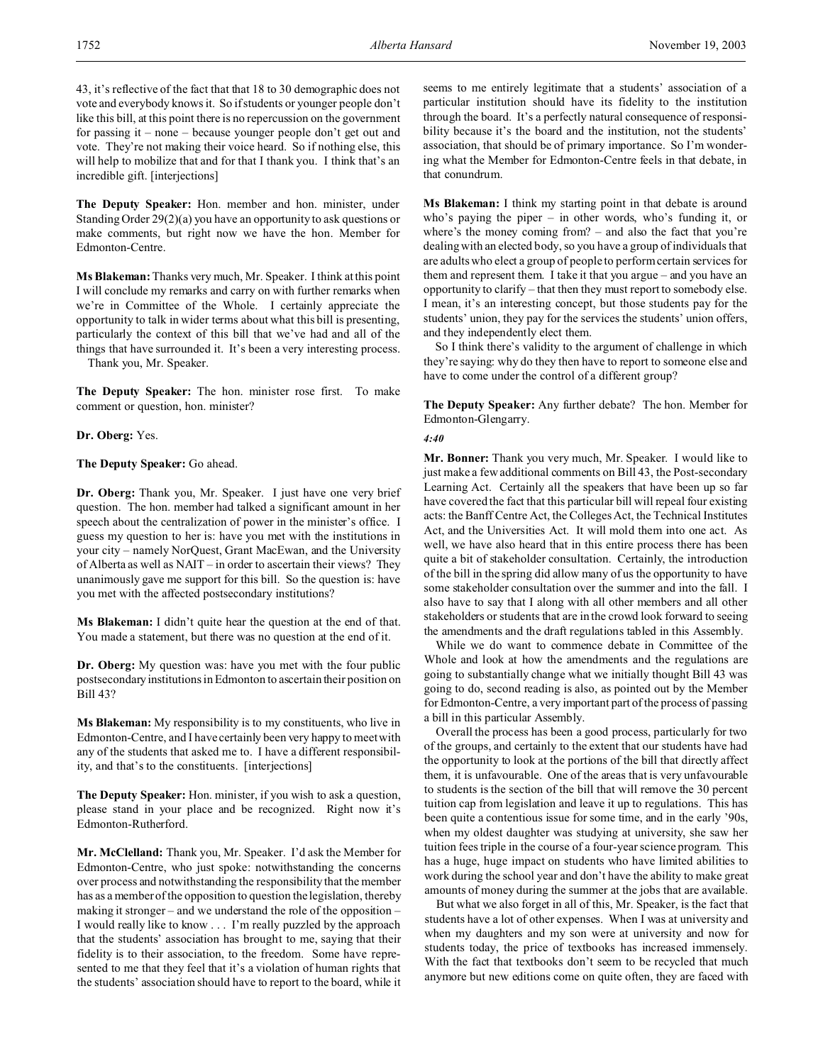43, it's reflective of the fact that that 18 to 30 demographic does not vote and everybody knows it. So if students or younger people don't like this bill, at this point there is no repercussion on the government for passing it – none – because younger people don't get out and vote. They're not making their voice heard. So if nothing else, this will help to mobilize that and for that I thank you. I think that's an incredible gift. [interjections]

**The Deputy Speaker:** Hon. member and hon. minister, under Standing Order 29(2)(a) you have an opportunity to ask questions or make comments, but right now we have the hon. Member for Edmonton-Centre.

**Ms Blakeman:** Thanks very much, Mr. Speaker. I think at this point I will conclude my remarks and carry on with further remarks when we're in Committee of the Whole. I certainly appreciate the opportunity to talk in wider terms about what this bill is presenting, particularly the context of this bill that we've had and all of the things that have surrounded it. It's been a very interesting process.

Thank you, Mr. Speaker.

**The Deputy Speaker:** The hon. minister rose first. To make comment or question, hon. minister?

**Dr. Oberg:** Yes.

**The Deputy Speaker:** Go ahead.

**Dr. Oberg:** Thank you, Mr. Speaker. I just have one very brief question. The hon. member had talked a significant amount in her speech about the centralization of power in the minister's office. I guess my question to her is: have you met with the institutions in your city – namely NorQuest, Grant MacEwan, and the University of Alberta as well as NAIT – in order to ascertain their views? They unanimously gave me support for this bill. So the question is: have you met with the affected postsecondary institutions?

**Ms Blakeman:** I didn't quite hear the question at the end of that. You made a statement, but there was no question at the end of it.

**Dr. Oberg:** My question was: have you met with the four public postsecondary institutions in Edmonton to ascertain their position on Bill 43?

**Ms Blakeman:** My responsibility is to my constituents, who live in Edmonton-Centre, and I have certainly been very happy to meet with any of the students that asked me to. I have a different responsibility, and that's to the constituents. [interjections]

**The Deputy Speaker:** Hon. minister, if you wish to ask a question, please stand in your place and be recognized. Right now it's Edmonton-Rutherford.

**Mr. McClelland:** Thank you, Mr. Speaker. I'd ask the Member for Edmonton-Centre, who just spoke: notwithstanding the concerns over process and notwithstanding the responsibility that the member has as a member of the opposition to question the legislation, thereby making it stronger – and we understand the role of the opposition – I would really like to know . . . I'm really puzzled by the approach that the students' association has brought to me, saying that their fidelity is to their association, to the freedom. Some have represented to me that they feel that it's a violation of human rights that the students' association should have to report to the board, while it seems to me entirely legitimate that a students' association of a particular institution should have its fidelity to the institution through the board. It's a perfectly natural consequence of responsibility because it's the board and the institution, not the students' association, that should be of primary importance. So I'm wondering what the Member for Edmonton-Centre feels in that debate, in that conundrum.

**Ms Blakeman:** I think my starting point in that debate is around who's paying the piper – in other words, who's funding it, or where's the money coming from? – and also the fact that you're dealing with an elected body, so you have a group of individuals that are adults who elect a group of people to perform certain services for them and represent them. I take it that you argue – and you have an opportunity to clarify – that then they must report to somebody else. I mean, it's an interesting concept, but those students pay for the students' union, they pay for the services the students' union offers, and they independently elect them.

So I think there's validity to the argument of challenge in which they're saying: why do they then have to report to someone else and have to come under the control of a different group?

**The Deputy Speaker:** Any further debate? The hon. Member for Edmonton-Glengarry.

*4:40*

**Mr. Bonner:** Thank you very much, Mr. Speaker. I would like to just make a few additional comments on Bill 43, the Post-secondary Learning Act. Certainly all the speakers that have been up so far have covered the fact that this particular bill will repeal four existing acts: the Banff Centre Act, the Colleges Act, the Technical Institutes Act, and the Universities Act. It will mold them into one act. As well, we have also heard that in this entire process there has been quite a bit of stakeholder consultation. Certainly, the introduction of the bill in the spring did allow many of us the opportunity to have some stakeholder consultation over the summer and into the fall. I also have to say that I along with all other members and all other stakeholders or students that are in the crowd look forward to seeing the amendments and the draft regulations tabled in this Assembly.

While we do want to commence debate in Committee of the Whole and look at how the amendments and the regulations are going to substantially change what we initially thought Bill 43 was going to do, second reading is also, as pointed out by the Member for Edmonton-Centre, a very important part of the process of passing a bill in this particular Assembly.

Overall the process has been a good process, particularly for two of the groups, and certainly to the extent that our students have had the opportunity to look at the portions of the bill that directly affect them, it is unfavourable. One of the areas that is very unfavourable to students is the section of the bill that will remove the 30 percent tuition cap from legislation and leave it up to regulations. This has been quite a contentious issue for some time, and in the early '90s, when my oldest daughter was studying at university, she saw her tuition fees triple in the course of a four-year science program. This has a huge, huge impact on students who have limited abilities to work during the school year and don't have the ability to make great amounts of money during the summer at the jobs that are available.

But what we also forget in all of this, Mr. Speaker, is the fact that students have a lot of other expenses. When I was at university and when my daughters and my son were at university and now for students today, the price of textbooks has increased immensely. With the fact that textbooks don't seem to be recycled that much anymore but new editions come on quite often, they are faced with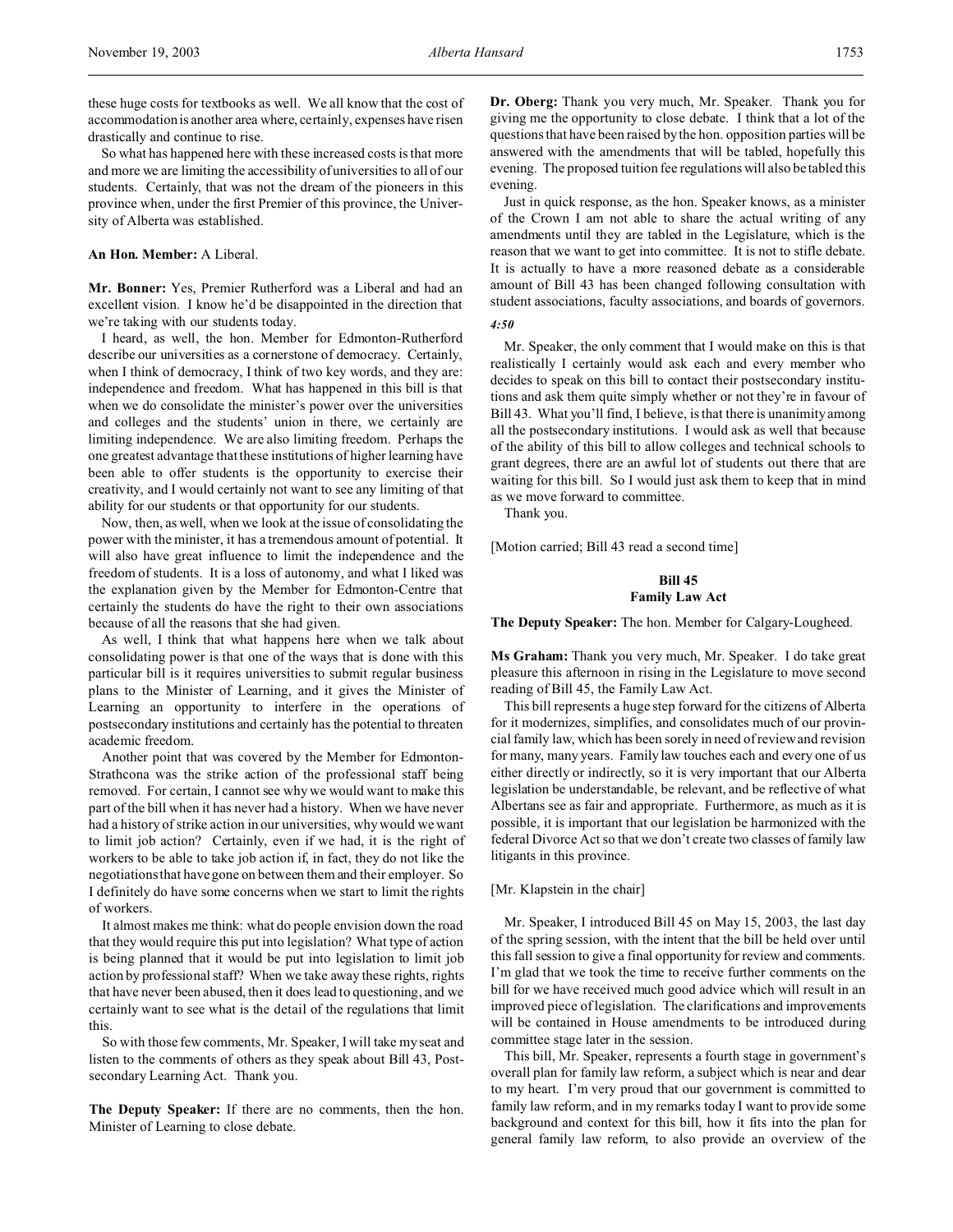these huge costs for textbooks as well. We all know that the cost of accommodation is another area where, certainly, expenses have risen drastically and continue to rise.

So what has happened here with these increased costs is that more and more we are limiting the accessibility of universities to all of our students. Certainly, that was not the dream of the pioneers in this province when, under the first Premier of this province, the University of Alberta was established.

**An Hon. Member:** A Liberal.

**Mr. Bonner:** Yes, Premier Rutherford was a Liberal and had an excellent vision. I know he'd be disappointed in the direction that we're taking with our students today.

I heard, as well, the hon. Member for Edmonton-Rutherford describe our universities as a cornerstone of democracy. Certainly, when I think of democracy, I think of two key words, and they are: independence and freedom. What has happened in this bill is that when we do consolidate the minister's power over the universities and colleges and the students' union in there, we certainly are limiting independence. We are also limiting freedom. Perhaps the one greatest advantage that these institutions of higher learning have been able to offer students is the opportunity to exercise their creativity, and I would certainly not want to see any limiting of that ability for our students or that opportunity for our students.

Now, then, as well, when we look at the issue of consolidating the power with the minister, it has a tremendous amount of potential. It will also have great influence to limit the independence and the freedom of students. It is a loss of autonomy, and what I liked was the explanation given by the Member for Edmonton-Centre that certainly the students do have the right to their own associations because of all the reasons that she had given.

As well, I think that what happens here when we talk about consolidating power is that one of the ways that is done with this particular bill is it requires universities to submit regular business plans to the Minister of Learning, and it gives the Minister of Learning an opportunity to interfere in the operations of postsecondary institutions and certainly has the potential to threaten academic freedom.

Another point that was covered by the Member for Edmonton-Strathcona was the strike action of the professional staff being removed. For certain, I cannot see why we would want to make this part of the bill when it has never had a history. When we have never had a history of strike action in our universities, why would we want to limit job action? Certainly, even if we had, it is the right of workers to be able to take job action if, in fact, they do not like the negotiations that have gone on between them and their employer. So I definitely do have some concerns when we start to limit the rights of workers.

It almost makes me think: what do people envision down the road that they would require this put into legislation? What type of action is being planned that it would be put into legislation to limit job action by professional staff? When we take away these rights, rights that have never been abused, then it does lead to questioning, and we certainly want to see what is the detail of the regulations that limit this.

So with those few comments, Mr. Speaker, I will take my seat and listen to the comments of others as they speak about Bill 43, Post-secondary Learning Act. Thank you.

**The Deputy Speaker:** If there are no comments, then the hon. Minister of Learning to close debate.

**Dr. Oberg:** Thank you very much, Mr. Speaker. Thank you for giving me the opportunity to close debate. I think that a lot of the questions that have been raised by the hon. opposition parties will be answered with the amendments that will be tabled, hopefully this evening. The proposed tuition fee regulations will also be tabled this evening.

Just in quick response, as the hon. Speaker knows, as a minister of the Crown I am not able to share the actual writing of any amendments until they are tabled in the Legislature, which is the reason that we want to get into committee. It is not to stifle debate. It is actually to have a more reasoned debate as a considerable amount of Bill 43 has been changed following consultation with student associations, faculty associations, and boards of governors.

*4:50*

Mr. Speaker, the only comment that I would make on this is that realistically I certainly would ask each and every member who decides to speak on this bill to contact their postsecondary institutions and ask them quite simply whether or not they're in favour of Bill 43. What you'll find, I believe, is that there is unanimity among all the postsecondary institutions. I would ask as well that because of the ability of this bill to allow colleges and technical schools to grant degrees, there are an awful lot of students out there that are waiting for this bill. So I would just ask them to keep that in mind as we move forward to committee.

Thank you.

[Motion carried; Bill 43 read a second time]

## Bill 45
## Family Law Act

**The Deputy Speaker:** The hon. Member for Calgary-Lougheed.

**Ms Graham:** Thank you very much, Mr. Speaker. I do take great pleasure this afternoon in rising in the Legislature to move second reading of Bill 45, the Family Law Act.

This bill represents a huge step forward for the citizens of Alberta for it modernizes, simplifies, and consolidates much of our provincial family law, which has been sorely in need of review and revision for many, many years. Family law touches each and every one of us either directly or indirectly, so it is very important that our Alberta legislation be understandable, be relevant, and be reflective of what Albertans see as fair and appropriate. Furthermore, as much as it is possible, it is important that our legislation be harmonized with the federal Divorce Act so that we don't create two classes of family law litigants in this province.

[Mr. Klapstein in the chair]

Mr. Speaker, I introduced Bill 45 on May 15, 2003, the last day of the spring session, with the intent that the bill be held over until this fall session to give a final opportunity for review and comments. I'm glad that we took the time to receive further comments on the bill for we have received much good advice which will result in an improved piece of legislation. The clarifications and improvements will be contained in House amendments to be introduced during committee stage later in the session.

This bill, Mr. Speaker, represents a fourth stage in government's overall plan for family law reform, a subject which is near and dear to my heart. I'm very proud that our government is committed to family law reform, and in my remarks today I want to provide some background and context for this bill, how it fits into the plan for general family law reform, to also provide an overview of the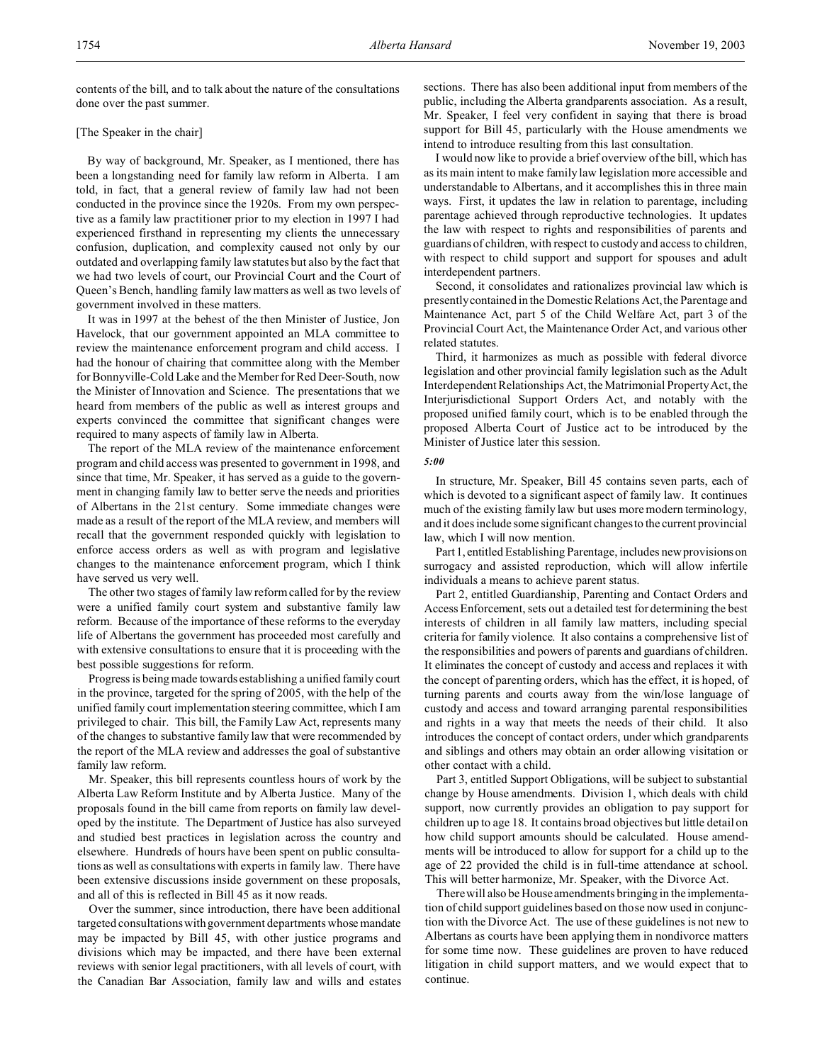contents of the bill, and to talk about the nature of the consultations done over the past summer.

[The Speaker in the chair]

By way of background, Mr. Speaker, as I mentioned, there has been a longstanding need for family law reform in Alberta. I am told, in fact, that a general review of family law had not been conducted in the province since the 1920s. From my own perspective as a family law practitioner prior to my election in 1997 I had experienced firsthand in representing my clients the unnecessary confusion, duplication, and complexity caused not only by our outdated and overlapping family law statutes but also by the fact that we had two levels of court, our Provincial Court and the Court of Queen's Bench, handling family law matters as well as two levels of government involved in these matters.

It was in 1997 at the behest of the then Minister of Justice, Jon Havelock, that our government appointed an MLA committee to review the maintenance enforcement program and child access. I had the honour of chairing that committee along with the Member for Bonnyville-Cold Lake and the Member for Red Deer-South, now the Minister of Innovation and Science. The presentations that we heard from members of the public as well as interest groups and experts convinced the committee that significant changes were required to many aspects of family law in Alberta.

The report of the MLA review of the maintenance enforcement program and child access was presented to government in 1998, and since that time, Mr. Speaker, it has served as a guide to the government in changing family law to better serve the needs and priorities of Albertans in the 21st century. Some immediate changes were made as a result of the report of the MLA review, and members will recall that the government responded quickly with legislation to enforce access orders as well as with program and legislative changes to the maintenance enforcement program, which I think have served us very well.

The other two stages of family law reform called for by the review were a unified family court system and substantive family law reform. Because of the importance of these reforms to the everyday life of Albertans the government has proceeded most carefully and with extensive consultations to ensure that it is proceeding with the best possible suggestions for reform.

Progress is being made towards establishing a unified family court in the province, targeted for the spring of 2005, with the help of the unified family court implementation steering committee, which I am privileged to chair. This bill, the Family Law Act, represents many of the changes to substantive family law that were recommended by the report of the MLA review and addresses the goal of substantive family law reform.

Mr. Speaker, this bill represents countless hours of work by the Alberta Law Reform Institute and by Alberta Justice. Many of the proposals found in the bill came from reports on family law developed by the institute. The Department of Justice has also surveyed and studied best practices in legislation across the country and elsewhere. Hundreds of hours have been spent on public consultations as well as consultations with experts in family law. There have been extensive discussions inside government on these proposals, and all of this is reflected in Bill 45 as it now reads.

Over the summer, since introduction, there have been additional targeted consultations with government departments whose mandate may be impacted by Bill 45, with other justice programs and divisions which may be impacted, and there have been external reviews with senior legal practitioners, with all levels of court, with the Canadian Bar Association, family law and wills and estates sections. There has also been additional input from members of the public, including the Alberta grandparents association. As a result, Mr. Speaker, I feel very confident in saying that there is broad support for Bill 45, particularly with the House amendments we intend to introduce resulting from this last consultation.

I would now like to provide a brief overview of the bill, which has as its main intent to make family law legislation more accessible and understandable to Albertans, and it accomplishes this in three main ways. First, it updates the law in relation to parentage, including parentage achieved through reproductive technologies. It updates the law with respect to rights and responsibilities of parents and guardians of children, with respect to custody and access to children, with respect to child support and support for spouses and adult interdependent partners.

Second, it consolidates and rationalizes provincial law which is presently contained in the Domestic Relations Act, the Parentage and Maintenance Act, part 5 of the Child Welfare Act, part 3 of the Provincial Court Act, the Maintenance Order Act, and various other related statutes.

Third, it harmonizes as much as possible with federal divorce legislation and other provincial family legislation such as the Adult Interdependent Relationships Act, the Matrimonial Property Act, the Interjurisdictional Support Orders Act, and notably with the proposed unified family court, which is to be enabled through the proposed Alberta Court of Justice act to be introduced by the Minister of Justice later this session.

*5:00*

In structure, Mr. Speaker, Bill 45 contains seven parts, each of which is devoted to a significant aspect of family law. It continues much of the existing family law but uses more modern terminology, and it does include some significant changes to the current provincial law, which I will now mention.

Part 1, entitled Establishing Parentage, includes new provisions on surrogacy and assisted reproduction, which will allow infertile individuals a means to achieve parent status.

Part 2, entitled Guardianship, Parenting and Contact Orders and Access Enforcement, sets out a detailed test for determining the best interests of children in all family law matters, including special criteria for family violence. It also contains a comprehensive list of the responsibilities and powers of parents and guardians of children. It eliminates the concept of custody and access and replaces it with the concept of parenting orders, which has the effect, it is hoped, of turning parents and courts away from the win/lose language of custody and access and toward arranging parental responsibilities and rights in a way that meets the needs of their child. It also introduces the concept of contact orders, under which grandparents and siblings and others may obtain an order allowing visitation or other contact with a child.

Part 3, entitled Support Obligations, will be subject to substantial change by House amendments. Division 1, which deals with child support, now currently provides an obligation to pay support for children up to age 18. It contains broad objectives but little detail on how child support amounts should be calculated. House amendments will be introduced to allow for support for a child up to the age of 22 provided the child is in full-time attendance at school. This will better harmonize, Mr. Speaker, with the Divorce Act.

There will also be House amendments bringing in the implementation of child support guidelines based on those now used in conjunction with the Divorce Act. The use of these guidelines is not new to Albertans as courts have been applying them in nondivorce matters for some time now. These guidelines are proven to have reduced litigation in child support matters, and we would expect that to continue.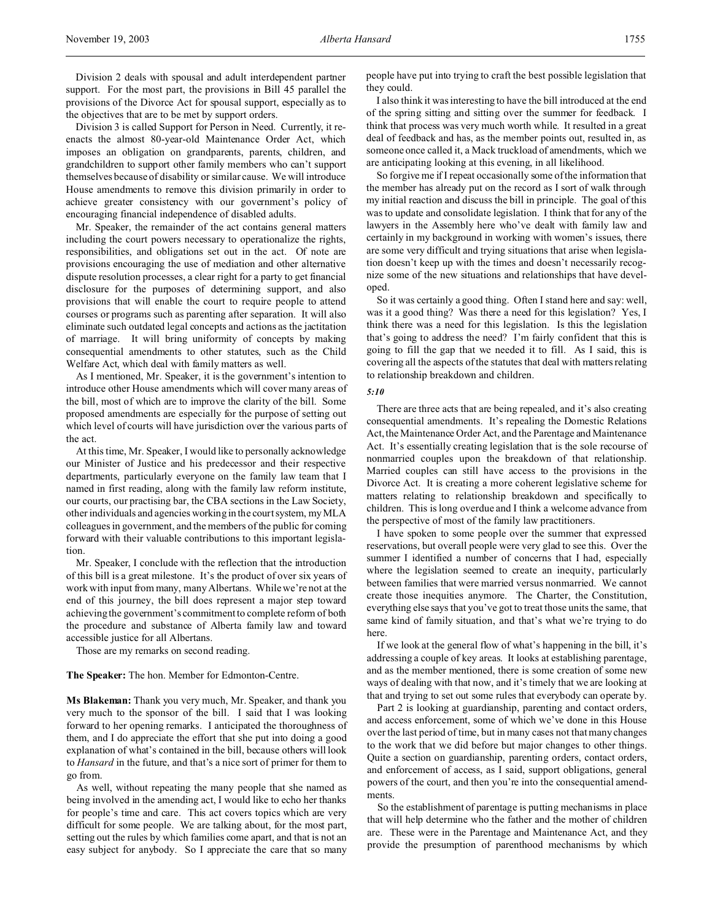Division 2 deals with spousal and adult interdependent partner support. For the most part, the provisions in Bill 45 parallel the provisions of the Divorce Act for spousal support, especially as to the objectives that are to be met by support orders.

Division 3 is called Support for Person in Need. Currently, it reenacts the almost 80-year-old Maintenance Order Act, which imposes an obligation on grandparents, parents, children, and grandchildren to support other family members who can't support themselves because of disability or similar cause. We will introduce House amendments to remove this division primarily in order to achieve greater consistency with our government's policy of encouraging financial independence of disabled adults.

Mr. Speaker, the remainder of the act contains general matters including the court powers necessary to operationalize the rights, responsibilities, and obligations set out in the act. Of note are provisions encouraging the use of mediation and other alternative dispute resolution processes, a clear right for a party to get financial disclosure for the purposes of determining support, and also provisions that will enable the court to require people to attend courses or programs such as parenting after separation. It will also eliminate such outdated legal concepts and actions as the jactitation of marriage. It will bring uniformity of concepts by making consequential amendments to other statutes, such as the Child Welfare Act, which deal with family matters as well.

As I mentioned, Mr. Speaker, it is the government's intention to introduce other House amendments which will cover many areas of the bill, most of which are to improve the clarity of the bill. Some proposed amendments are especially for the purpose of setting out which level of courts will have jurisdiction over the various parts of the act.

At this time, Mr. Speaker, I would like to personally acknowledge our Minister of Justice and his predecessor and their respective departments, particularly everyone on the family law team that I named in first reading, along with the family law reform institute, our courts, our practising bar, the CBA sections in the Law Society, other individuals and agencies working in the court system, my MLA colleagues in government, and the members of the public for coming forward with their valuable contributions to this important legislation.

Mr. Speaker, I conclude with the reflection that the introduction of this bill is a great milestone. It's the product of over six years of work with input from many, many Albertans. While we're not at the end of this journey, the bill does represent a major step toward achieving the government's commitment to complete reform of both the procedure and substance of Alberta family law and toward accessible justice for all Albertans.

Those are my remarks on second reading.

**The Speaker:** The hon. Member for Edmonton-Centre.

**Ms Blakeman:** Thank you very much, Mr. Speaker, and thank you very much to the sponsor of the bill. I said that I was looking forward to her opening remarks. I anticipated the thoroughness of them, and I do appreciate the effort that she put into doing a good explanation of what's contained in the bill, because others will look to *Hansard* in the future, and that's a nice sort of primer for them to go from.

As well, without repeating the many people that she named as being involved in the amending act, I would like to echo her thanks for people's time and care. This act covers topics which are very difficult for some people. We are talking about, for the most part, setting out the rules by which families come apart, and that is not an easy subject for anybody. So I appreciate the care that so many people have put into trying to craft the best possible legislation that they could.

I also think it was interesting to have the bill introduced at the end of the spring sitting and sitting over the summer for feedback. I think that process was very much worth while. It resulted in a great deal of feedback and has, as the member points out, resulted in, as someone once called it, a Mack truckload of amendments, which we are anticipating looking at this evening, in all likelihood.

So forgive me if I repeat occasionally some of the information that the member has already put on the record as I sort of walk through my initial reaction and discuss the bill in principle. The goal of this was to update and consolidate legislation. I think that for any of the lawyers in the Assembly here who've dealt with family law and certainly in my background in working with women's issues, there are some very difficult and trying situations that arise when legislation doesn't keep up with the times and doesn't necessarily recognize some of the new situations and relationships that have developed.

So it was certainly a good thing. Often I stand here and say: well, was it a good thing? Was there a need for this legislation? Yes, I think there was a need for this legislation. Is this the legislation that's going to address the need? I'm fairly confident that this is going to fill the gap that we needed it to fill. As I said, this is covering all the aspects of the statutes that deal with matters relating to relationship breakdown and children.

*5:10*

There are three acts that are being repealed, and it's also creating consequential amendments. It's repealing the Domestic Relations Act, the Maintenance Order Act, and the Parentage and Maintenance Act. It's essentially creating legislation that is the sole recourse of nonmarried couples upon the breakdown of that relationship. Married couples can still have access to the provisions in the Divorce Act. It is creating a more coherent legislative scheme for matters relating to relationship breakdown and specifically to children. This is long overdue and I think a welcome advance from the perspective of most of the family law practitioners.

I have spoken to some people over the summer that expressed reservations, but overall people were very glad to see this. Over the summer I identified a number of concerns that I had, especially where the legislation seemed to create an inequity, particularly between families that were married versus nonmarried. We cannot create those inequities anymore. The Charter, the Constitution, everything else says that you've got to treat those units the same, that same kind of family situation, and that's what we're trying to do here.

If we look at the general flow of what's happening in the bill, it's addressing a couple of key areas. It looks at establishing parentage, and as the member mentioned, there is some creation of some new ways of dealing with that now, and it's timely that we are looking at that and trying to set out some rules that everybody can operate by.

Part 2 is looking at guardianship, parenting and contact orders, and access enforcement, some of which we've done in this House over the last period of time, but in many cases not that many changes to the work that we did before but major changes to other things. Quite a section on guardianship, parenting orders, contact orders, and enforcement of access, as I said, support obligations, general powers of the court, and then you're into the consequential amendments.

So the establishment of parentage is putting mechanisms in place that will help determine who the father and the mother of children are. These were in the Parentage and Maintenance Act, and they provide the presumption of parenthood mechanisms by which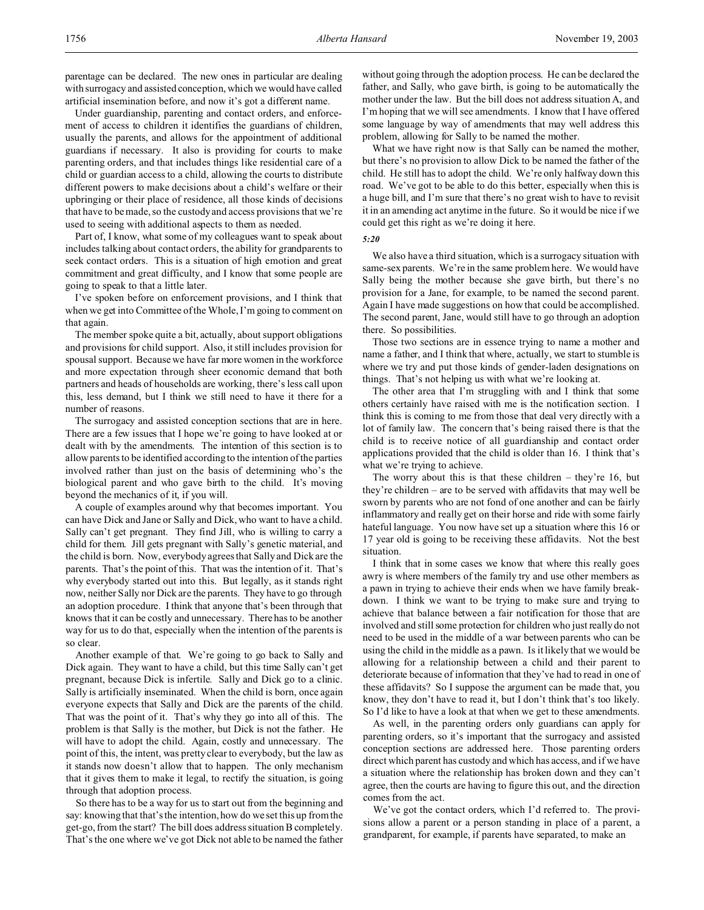parentage can be declared. The new ones in particular are dealing with surrogacy and assisted conception, which we would have called artificial insemination before, and now it's got a different name.

Under guardianship, parenting and contact orders, and enforcement of access to children it identifies the guardians of children, usually the parents, and allows for the appointment of additional guardians if necessary. It also is providing for courts to make parenting orders, and that includes things like residential care of a child or guardian access to a child, allowing the courts to distribute different powers to make decisions about a child's welfare or their upbringing or their place of residence, all those kinds of decisions that have to be made, so the custody and access provisions that we're used to seeing with additional aspects to them as needed.

Part of, I know, what some of my colleagues want to speak about includes talking about contact orders, the ability for grandparents to seek contact orders. This is a situation of high emotion and great commitment and great difficulty, and I know that some people are going to speak to that a little later.

I've spoken before on enforcement provisions, and I think that when we get into Committee of the Whole, I'm going to comment on that again.

The member spoke quite a bit, actually, about support obligations and provisions for child support. Also, it still includes provision for spousal support. Because we have far more women in the workforce and more expectation through sheer economic demand that both partners and heads of households are working, there's less call upon this, less demand, but I think we still need to have it there for a number of reasons.

The surrogacy and assisted conception sections that are in here. There are a few issues that I hope we're going to have looked at or dealt with by the amendments. The intention of this section is to allow parents to be identified according to the intention of the parties involved rather than just on the basis of determining who's the biological parent and who gave birth to the child. It's moving beyond the mechanics of it, if you will.

A couple of examples around why that becomes important. You can have Dick and Jane or Sally and Dick, who want to have a child. Sally can't get pregnant. They find Jill, who is willing to carry a child for them. Jill gets pregnant with Sally's genetic material, and the child is born. Now, everybody agrees that Sally and Dick are the parents. That's the point of this. That was the intention of it. That's why everybody started out into this. But legally, as it stands right now, neither Sally nor Dick are the parents. They have to go through an adoption procedure. I think that anyone that's been through that knows that it can be costly and unnecessary. There has to be another way for us to do that, especially when the intention of the parents is so clear.

Another example of that. We're going to go back to Sally and Dick again. They want to have a child, but this time Sally can't get pregnant, because Dick is infertile. Sally and Dick go to a clinic. Sally is artificially inseminated. When the child is born, once again everyone expects that Sally and Dick are the parents of the child. That was the point of it. That's why they go into all of this. The problem is that Sally is the mother, but Dick is not the father. He will have to adopt the child. Again, costly and unnecessary. The point of this, the intent, was pretty clear to everybody, but the law as it stands now doesn't allow that to happen. The only mechanism that it gives them to make it legal, to rectify the situation, is going through that adoption process.

So there has to be a way for us to start out from the beginning and say: knowing that that's the intention, how do we set this up from the get-go, from the start? The bill does address situation B completely. That's the one where we've got Dick not able to be named the father without going through the adoption process. He can be declared the father, and Sally, who gave birth, is going to be automatically the mother under the law. But the bill does not address situation A, and I'm hoping that we will see amendments. I know that I have offered some language by way of amendments that may well address this problem, allowing for Sally to be named the mother.

What we have right now is that Sally can be named the mother, but there's no provision to allow Dick to be named the father of the child. He still has to adopt the child. We're only halfway down this road. We've got to be able to do this better, especially when this is a huge bill, and I'm sure that there's no great wish to have to revisit it in an amending act anytime in the future. So it would be nice if we could get this right as we're doing it here.

*5:20*

We also have a third situation, which is a surrogacy situation with same-sex parents. We're in the same problem here. We would have Sally being the mother because she gave birth, but there's no provision for a Jane, for example, to be named the second parent. Again I have made suggestions on how that could be accomplished. The second parent, Jane, would still have to go through an adoption there. So possibilities.

Those two sections are in essence trying to name a mother and name a father, and I think that where, actually, we start to stumble is where we try and put those kinds of gender-laden designations on things. That's not helping us with what we're looking at.

The other area that I'm struggling with and I think that some others certainly have raised with me is the notification section. I think this is coming to me from those that deal very directly with a lot of family law. The concern that's being raised there is that the child is to receive notice of all guardianship and contact order applications provided that the child is older than 16. I think that's what we're trying to achieve.

The worry about this is that these children – they're 16, but they're children – are to be served with affidavits that may well be sworn by parents who are not fond of one another and can be fairly inflammatory and really get on their horse and ride with some fairly hateful language. You now have set up a situation where this 16 or 17 year old is going to be receiving these affidavits. Not the best situation.

I think that in some cases we know that where this really goes awry is where members of the family try and use other members as a pawn in trying to achieve their ends when we have family breakdown. I think we want to be trying to make sure and trying to achieve that balance between a fair notification for those that are involved and still some protection for children who just really do not need to be used in the middle of a war between parents who can be using the child in the middle as a pawn. Is it likely that we would be allowing for a relationship between a child and their parent to deteriorate because of information that they've had to read in one of these affidavits? So I suppose the argument can be made that, you know, they don't have to read it, but I don't think that's too likely. So I'd like to have a look at that when we get to these amendments.

As well, in the parenting orders only guardians can apply for parenting orders, so it's important that the surrogacy and assisted conception sections are addressed here. Those parenting orders direct which parent has custody and which has access, and if we have a situation where the relationship has broken down and they can't agree, then the courts are having to figure this out, and the direction comes from the act.

We've got the contact orders, which I'd referred to. The provisions allow a parent or a person standing in place of a parent, a grandparent, for example, if parents have separated, to make an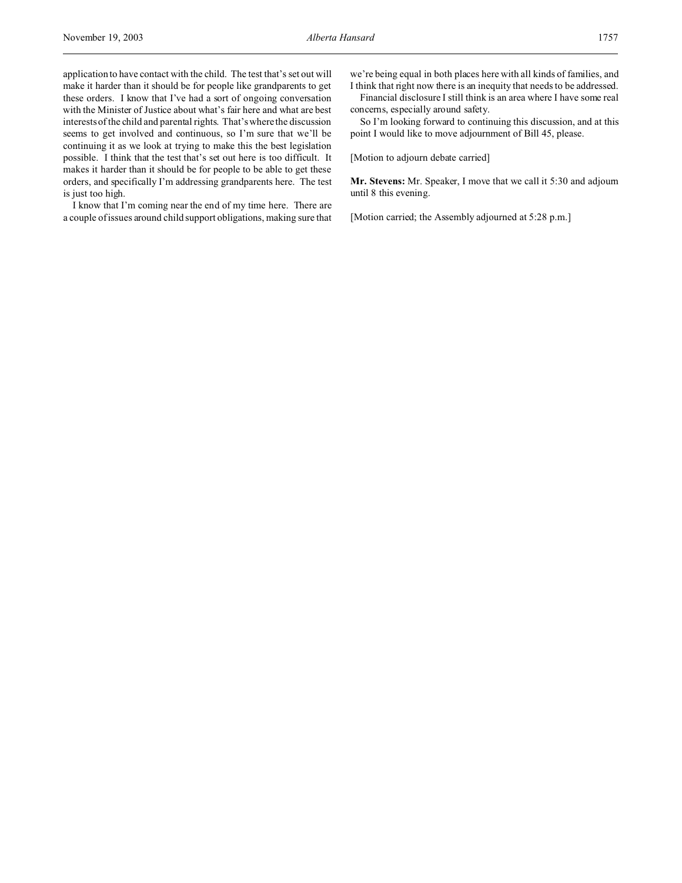application to have contact with the child. The test that's set out will make it harder than it should be for people like grandparents to get these orders. I know that I've had a sort of ongoing conversation with the Minister of Justice about what's fair here and what are best interests of the child and parental rights. That's where the discussion seems to get involved and continuous, so I'm sure that we'll be continuing it as we look at trying to make this the best legislation possible. I think that the test that's set out here is too difficult. It makes it harder than it should be for people to be able to get these orders, and specifically I'm addressing grandparents here. The test is just too high.

I know that I'm coming near the end of my time here. There are a couple of issues around child support obligations, making sure that we're being equal in both places here with all kinds of families, and I think that right now there is an inequity that needs to be addressed.

Financial disclosure I still think is an area where I have some real concerns, especially around safety.

So I'm looking forward to continuing this discussion, and at this point I would like to move adjournment of Bill 45, please.

[Motion to adjourn debate carried]

**Mr. Stevens:** Mr. Speaker, I move that we call it 5:30 and adjourn until 8 this evening.

[Motion carried; the Assembly adjourned at 5:28 p.m.]